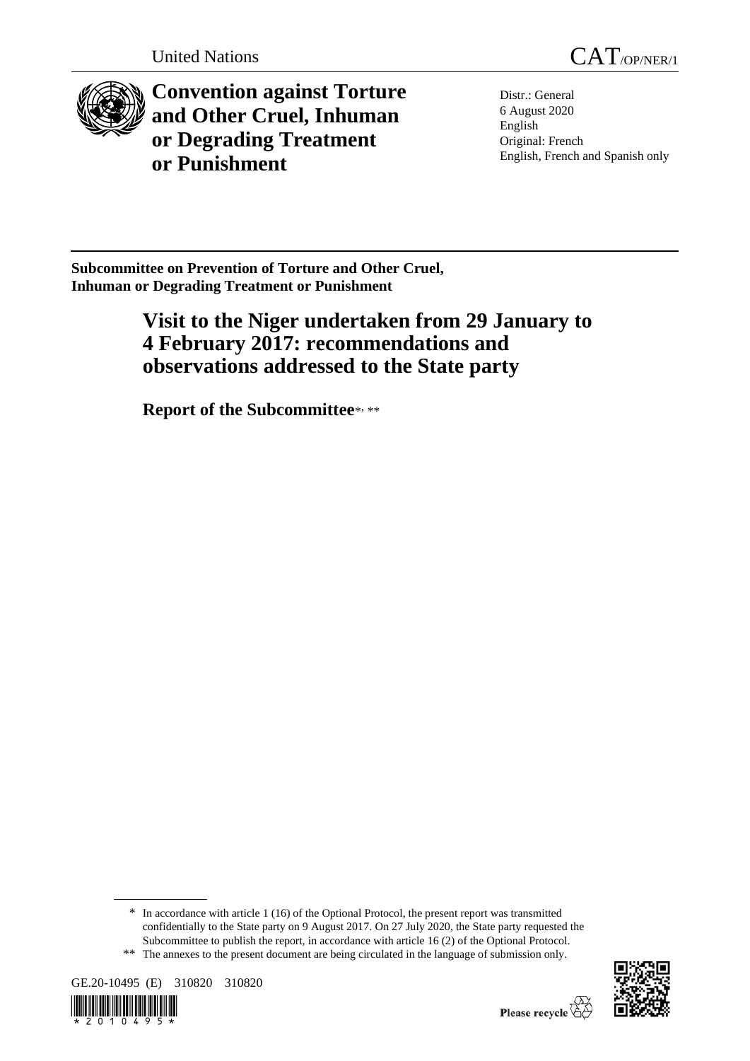United Nations

CAT/OP/NER/1

# Convention against Torture and Other Cruel, Inhuman or Degrading Treatment or Punishment

Distr.: General
6 August 2020
English
Original: French
English, French and Spanish only

**Subcommittee on Prevention of Torture and Other Cruel, Inhuman or Degrading Treatment or Punishment**

## Visit to the Niger undertaken from 29 January to 4 February 2017: recommendations and observations addressed to the State party

### Report of the Subcommittee*, **

\* In accordance with article 1 (16) of the Optional Protocol, the present report was transmitted confidentially to the State party on 9 August 2017. On 27 July 2020, the State party requested the Subcommittee to publish the report, in accordance with article 16 (2) of the Optional Protocol.

\*\* The annexes to the present document are being circulated in the language of submission only.

GE.20-10495 (E) 310820 310820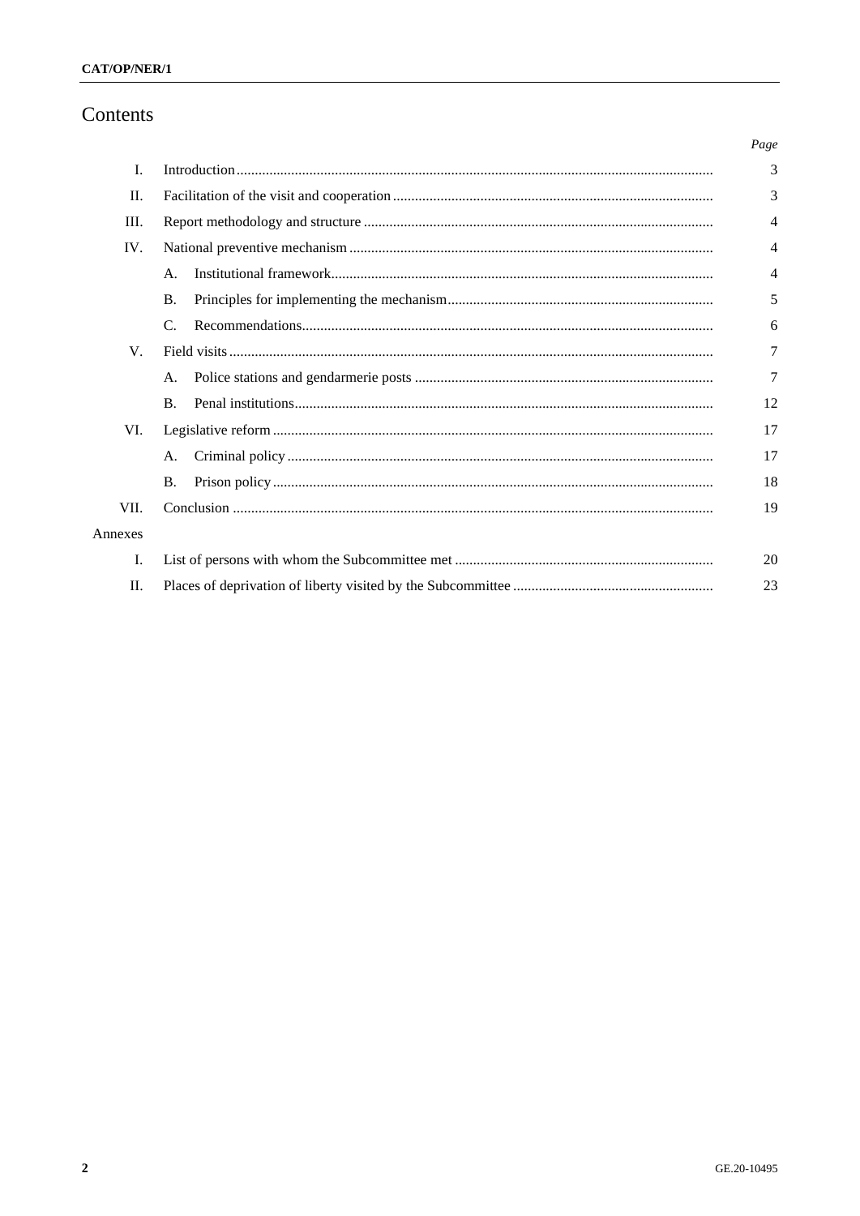# Contents

| | | Page |
|---|---|---|
| I. | Introduction | 3 |
| II. | Facilitation of the visit and cooperation | 3 |
| III. | Report methodology and structure | 4 |
| IV. | National preventive mechanism | 4 |
| | A. Institutional framework | 4 |
| | B. Principles for implementing the mechanism | 5 |
| | C. Recommendations | 6 |
| V. | Field visits | 7 |
| | A. Police stations and gendarmerie posts | 7 |
| | B. Penal institutions | 12 |
| VI. | Legislative reform | 17 |
| | A. Criminal policy | 17 |
| | B. Prison policy | 18 |
| VII. | Conclusion | 19 |
| Annexes | | |
| I. | List of persons with whom the Subcommittee met | 20 |
| II. | Places of deprivation of liberty visited by the Subcommittee | 23 |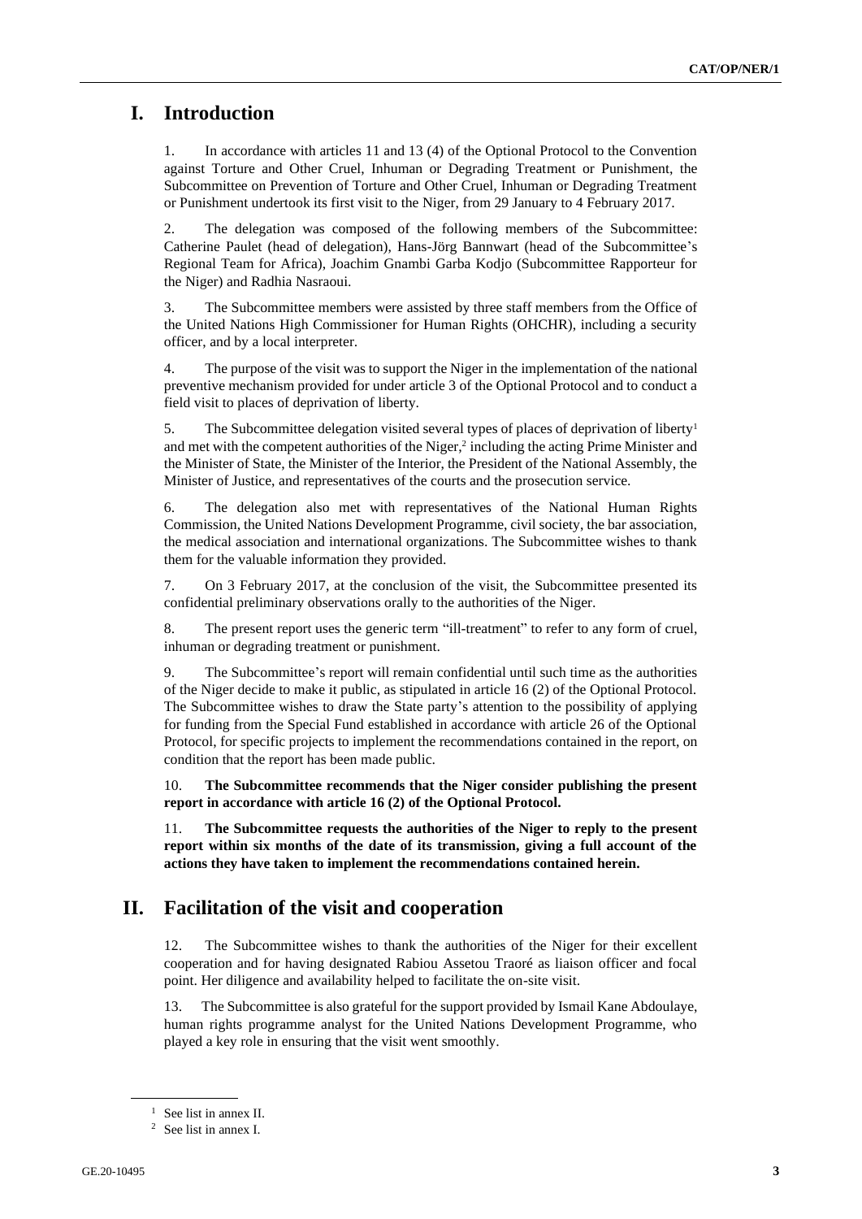# I. Introduction

1. In accordance with articles 11 and 13 (4) of the Optional Protocol to the Convention against Torture and Other Cruel, Inhuman or Degrading Treatment or Punishment, the Subcommittee on Prevention of Torture and Other Cruel, Inhuman or Degrading Treatment or Punishment undertook its first visit to the Niger, from 29 January to 4 February 2017.

2. The delegation was composed of the following members of the Subcommittee: Catherine Paulet (head of delegation), Hans-Jörg Bannwart (head of the Subcommittee's Regional Team for Africa), Joachim Gnambi Garba Kodjo (Subcommittee Rapporteur for the Niger) and Radhia Nasraoui.

3. The Subcommittee members were assisted by three staff members from the Office of the United Nations High Commissioner for Human Rights (OHCHR), including a security officer, and by a local interpreter.

4. The purpose of the visit was to support the Niger in the implementation of the national preventive mechanism provided for under article 3 of the Optional Protocol and to conduct a field visit to places of deprivation of liberty.

5. The Subcommittee delegation visited several types of places of deprivation of liberty[1] and met with the competent authorities of the Niger,[2] including the acting Prime Minister and the Minister of State, the Minister of the Interior, the President of the National Assembly, the Minister of Justice, and representatives of the courts and the prosecution service.

6. The delegation also met with representatives of the National Human Rights Commission, the United Nations Development Programme, civil society, the bar association, the medical association and international organizations. The Subcommittee wishes to thank them for the valuable information they provided.

7. On 3 February 2017, at the conclusion of the visit, the Subcommittee presented its confidential preliminary observations orally to the authorities of the Niger.

8. The present report uses the generic term "ill-treatment" to refer to any form of cruel, inhuman or degrading treatment or punishment.

9. The Subcommittee's report will remain confidential until such time as the authorities of the Niger decide to make it public, as stipulated in article 16 (2) of the Optional Protocol. The Subcommittee wishes to draw the State party's attention to the possibility of applying for funding from the Special Fund established in accordance with article 26 of the Optional Protocol, for specific projects to implement the recommendations contained in the report, on condition that the report has been made public.

10. **The Subcommittee recommends that the Niger consider publishing the present report in accordance with article 16 (2) of the Optional Protocol.**

11. **The Subcommittee requests the authorities of the Niger to reply to the present report within six months of the date of its transmission, giving a full account of the actions they have taken to implement the recommendations contained herein.**

# II. Facilitation of the visit and cooperation

12. The Subcommittee wishes to thank the authorities of the Niger for their excellent cooperation and for having designated Rabiou Assetou Traoré as liaison officer and focal point. Her diligence and availability helped to facilitate the on-site visit.

13. The Subcommittee is also grateful for the support provided by Ismail Kane Abdoulaye, human rights programme analyst for the United Nations Development Programme, who played a key role in ensuring that the visit went smoothly.

[1] See list in annex II.

[2] See list in annex I.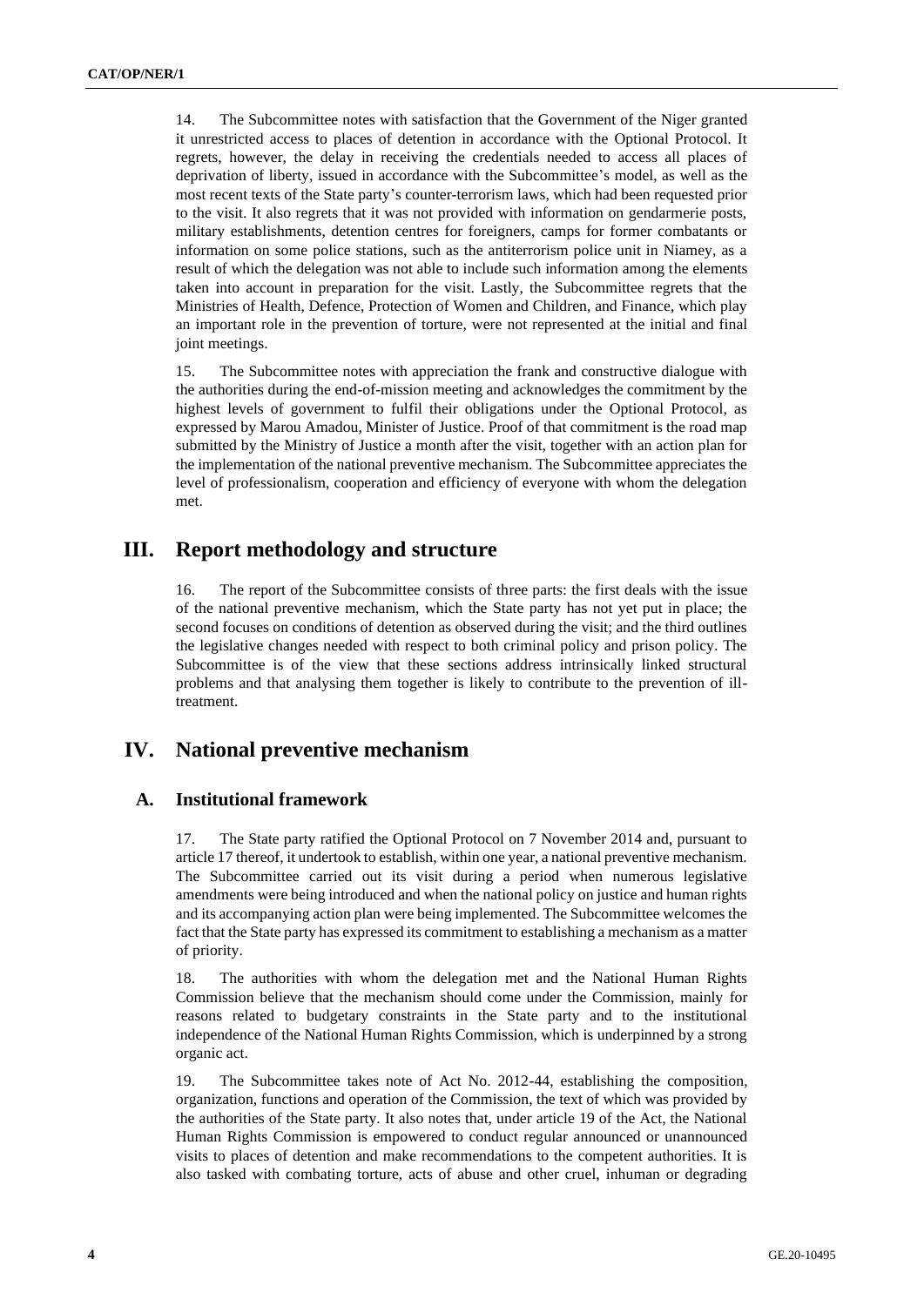14. The Subcommittee notes with satisfaction that the Government of the Niger granted it unrestricted access to places of detention in accordance with the Optional Protocol. It regrets, however, the delay in receiving the credentials needed to access all places of deprivation of liberty, issued in accordance with the Subcommittee's model, as well as the most recent texts of the State party's counter-terrorism laws, which had been requested prior to the visit. It also regrets that it was not provided with information on gendarmerie posts, military establishments, detention centres for foreigners, camps for former combatants or information on some police stations, such as the antiterrorism police unit in Niamey, as a result of which the delegation was not able to include such information among the elements taken into account in preparation for the visit. Lastly, the Subcommittee regrets that the Ministries of Health, Defence, Protection of Women and Children, and Finance, which play an important role in the prevention of torture, were not represented at the initial and final joint meetings.

15. The Subcommittee notes with appreciation the frank and constructive dialogue with the authorities during the end-of-mission meeting and acknowledges the commitment by the highest levels of government to fulfil their obligations under the Optional Protocol, as expressed by Marou Amadou, Minister of Justice. Proof of that commitment is the road map submitted by the Ministry of Justice a month after the visit, together with an action plan for the implementation of the national preventive mechanism. The Subcommittee appreciates the level of professionalism, cooperation and efficiency of everyone with whom the delegation met.

# III. Report methodology and structure

16. The report of the Subcommittee consists of three parts: the first deals with the issue of the national preventive mechanism, which the State party has not yet put in place; the second focuses on conditions of detention as observed during the visit; and the third outlines the legislative changes needed with respect to both criminal policy and prison policy. The Subcommittee is of the view that these sections address intrinsically linked structural problems and that analysing them together is likely to contribute to the prevention of ill-treatment.

# IV. National preventive mechanism

## A. Institutional framework

17. The State party ratified the Optional Protocol on 7 November 2014 and, pursuant to article 17 thereof, it undertook to establish, within one year, a national preventive mechanism. The Subcommittee carried out its visit during a period when numerous legislative amendments were being introduced and when the national policy on justice and human rights and its accompanying action plan were being implemented. The Subcommittee welcomes the fact that the State party has expressed its commitment to establishing a mechanism as a matter of priority.

18. The authorities with whom the delegation met and the National Human Rights Commission believe that the mechanism should come under the Commission, mainly for reasons related to budgetary constraints in the State party and to the institutional independence of the National Human Rights Commission, which is underpinned by a strong organic act.

19. The Subcommittee takes note of Act No. 2012-44, establishing the composition, organization, functions and operation of the Commission, the text of which was provided by the authorities of the State party. It also notes that, under article 19 of the Act, the National Human Rights Commission is empowered to conduct regular announced or unannounced visits to places of detention and make recommendations to the competent authorities. It is also tasked with combating torture, acts of abuse and other cruel, inhuman or degrading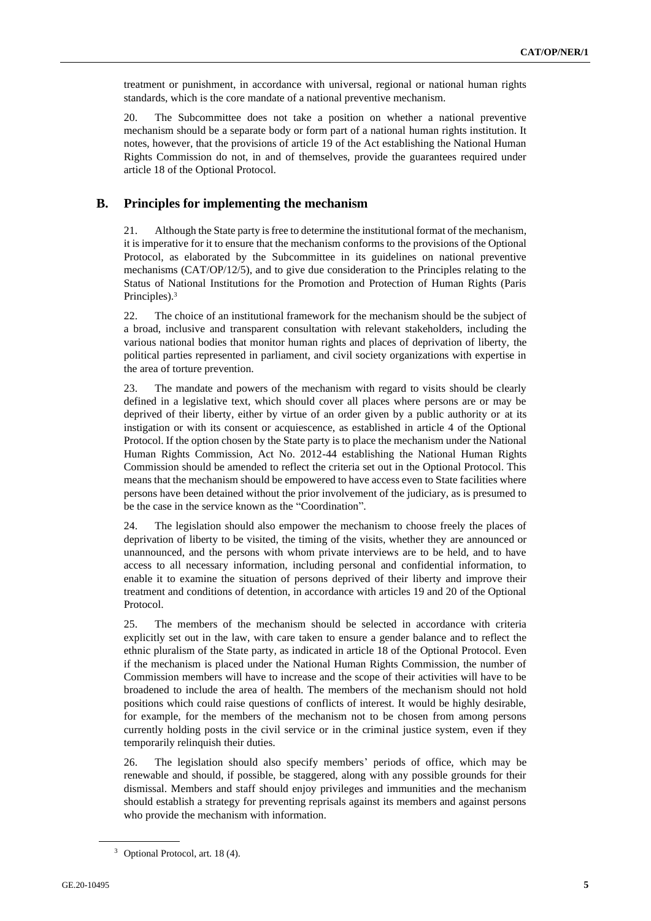treatment or punishment, in accordance with universal, regional or national human rights standards, which is the core mandate of a national preventive mechanism.

20. The Subcommittee does not take a position on whether a national preventive mechanism should be a separate body or form part of a national human rights institution. It notes, however, that the provisions of article 19 of the Act establishing the National Human Rights Commission do not, in and of themselves, provide the guarantees required under article 18 of the Optional Protocol.

## B. Principles for implementing the mechanism

21. Although the State party is free to determine the institutional format of the mechanism, it is imperative for it to ensure that the mechanism conforms to the provisions of the Optional Protocol, as elaborated by the Subcommittee in its guidelines on national preventive mechanisms (CAT/OP/12/5), and to give due consideration to the Principles relating to the Status of National Institutions for the Promotion and Protection of Human Rights (Paris Principles).[3]

22. The choice of an institutional framework for the mechanism should be the subject of a broad, inclusive and transparent consultation with relevant stakeholders, including the various national bodies that monitor human rights and places of deprivation of liberty, the political parties represented in parliament, and civil society organizations with expertise in the area of torture prevention.

23. The mandate and powers of the mechanism with regard to visits should be clearly defined in a legislative text, which should cover all places where persons are or may be deprived of their liberty, either by virtue of an order given by a public authority or at its instigation or with its consent or acquiescence, as established in article 4 of the Optional Protocol. If the option chosen by the State party is to place the mechanism under the National Human Rights Commission, Act No. 2012-44 establishing the National Human Rights Commission should be amended to reflect the criteria set out in the Optional Protocol. This means that the mechanism should be empowered to have access even to State facilities where persons have been detained without the prior involvement of the judiciary, as is presumed to be the case in the service known as the "Coordination".

24. The legislation should also empower the mechanism to choose freely the places of deprivation of liberty to be visited, the timing of the visits, whether they are announced or unannounced, and the persons with whom private interviews are to be held, and to have access to all necessary information, including personal and confidential information, to enable it to examine the situation of persons deprived of their liberty and improve their treatment and conditions of detention, in accordance with articles 19 and 20 of the Optional Protocol.

25. The members of the mechanism should be selected in accordance with criteria explicitly set out in the law, with care taken to ensure a gender balance and to reflect the ethnic pluralism of the State party, as indicated in article 18 of the Optional Protocol. Even if the mechanism is placed under the National Human Rights Commission, the number of Commission members will have to increase and the scope of their activities will have to be broadened to include the area of health. The members of the mechanism should not hold positions which could raise questions of conflicts of interest. It would be highly desirable, for example, for the members of the mechanism not to be chosen from among persons currently holding posts in the civil service or in the criminal justice system, even if they temporarily relinquish their duties.

26. The legislation should also specify members' periods of office, which may be renewable and should, if possible, be staggered, along with any possible grounds for their dismissal. Members and staff should enjoy privileges and immunities and the mechanism should establish a strategy for preventing reprisals against its members and against persons who provide the mechanism with information.

[3] Optional Protocol, art. 18 (4).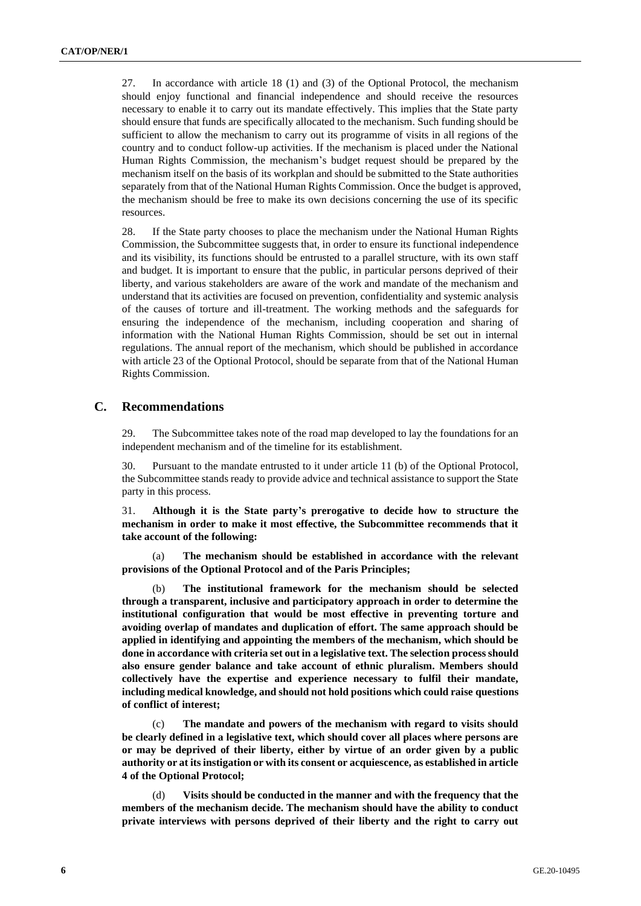27. In accordance with article 18 (1) and (3) of the Optional Protocol, the mechanism should enjoy functional and financial independence and should receive the resources necessary to enable it to carry out its mandate effectively. This implies that the State party should ensure that funds are specifically allocated to the mechanism. Such funding should be sufficient to allow the mechanism to carry out its programme of visits in all regions of the country and to conduct follow-up activities. If the mechanism is placed under the National Human Rights Commission, the mechanism's budget request should be prepared by the mechanism itself on the basis of its workplan and should be submitted to the State authorities separately from that of the National Human Rights Commission. Once the budget is approved, the mechanism should be free to make its own decisions concerning the use of its specific resources.

28. If the State party chooses to place the mechanism under the National Human Rights Commission, the Subcommittee suggests that, in order to ensure its functional independence and its visibility, its functions should be entrusted to a parallel structure, with its own staff and budget. It is important to ensure that the public, in particular persons deprived of their liberty, and various stakeholders are aware of the work and mandate of the mechanism and understand that its activities are focused on prevention, confidentiality and systemic analysis of the causes of torture and ill-treatment. The working methods and the safeguards for ensuring the independence of the mechanism, including cooperation and sharing of information with the National Human Rights Commission, should be set out in internal regulations. The annual report of the mechanism, which should be published in accordance with article 23 of the Optional Protocol, should be separate from that of the National Human Rights Commission.

## C. Recommendations

29. The Subcommittee takes note of the road map developed to lay the foundations for an independent mechanism and of the timeline for its establishment.

30. Pursuant to the mandate entrusted to it under article 11 (b) of the Optional Protocol, the Subcommittee stands ready to provide advice and technical assistance to support the State party in this process.

31. **Although it is the State party's prerogative to decide how to structure the mechanism in order to make it most effective, the Subcommittee recommends that it take account of the following:**

(a) **The mechanism should be established in accordance with the relevant provisions of the Optional Protocol and of the Paris Principles;**

(b) **The institutional framework for the mechanism should be selected through a transparent, inclusive and participatory approach in order to determine the institutional configuration that would be most effective in preventing torture and avoiding overlap of mandates and duplication of effort. The same approach should be applied in identifying and appointing the members of the mechanism, which should be done in accordance with criteria set out in a legislative text. The selection process should also ensure gender balance and take account of ethnic pluralism. Members should collectively have the expertise and experience necessary to fulfil their mandate, including medical knowledge, and should not hold positions which could raise questions of conflict of interest;**

(c) **The mandate and powers of the mechanism with regard to visits should be clearly defined in a legislative text, which should cover all places where persons are or may be deprived of their liberty, either by virtue of an order given by a public authority or at its instigation or with its consent or acquiescence, as established in article 4 of the Optional Protocol;**

(d) **Visits should be conducted in the manner and with the frequency that the members of the mechanism decide. The mechanism should have the ability to conduct private interviews with persons deprived of their liberty and the right to carry out**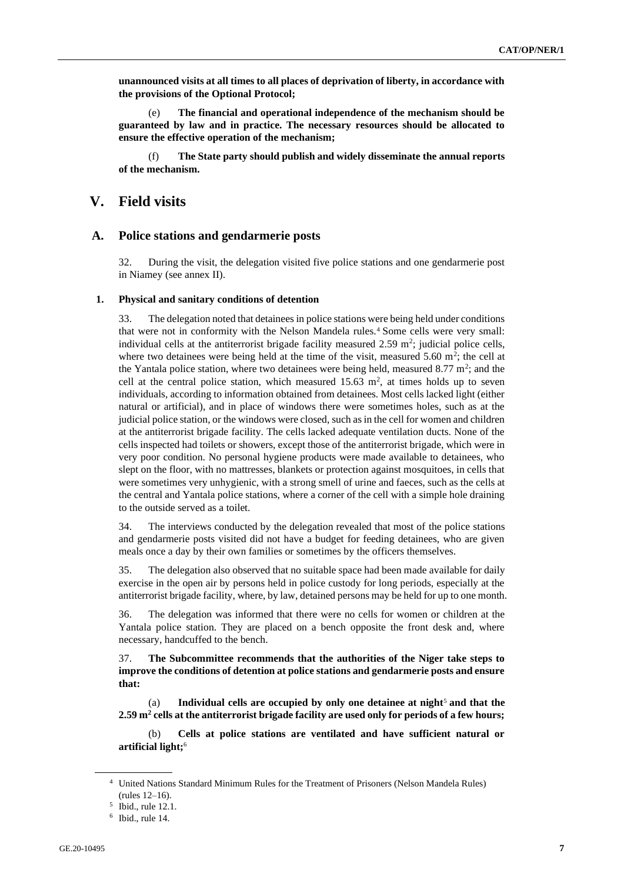**unannounced visits at all times to all places of deprivation of liberty, in accordance with the provisions of the Optional Protocol;**

(e) **The financial and operational independence of the mechanism should be guaranteed by law and in practice. The necessary resources should be allocated to ensure the effective operation of the mechanism;**

(f) **The State party should publish and widely disseminate the annual reports of the mechanism.**

# V. Field visits

## A. Police stations and gendarmerie posts

32. During the visit, the delegation visited five police stations and one gendarmerie post in Niamey (see annex II).

### 1. Physical and sanitary conditions of detention

33. The delegation noted that detainees in police stations were being held under conditions that were not in conformity with the Nelson Mandela rules.[4] Some cells were very small: individual cells at the antiterrorist brigade facility measured 2.59 $m^2$; judicial police cells, where two detainees were being held at the time of the visit, measured 5.60 $m^2$; the cell at the Yantala police station, where two detainees were being held, measured 8.77 $m^2$; and the cell at the central police station, which measured 15.63 $m^2$, at times holds up to seven individuals, according to information obtained from detainees. Most cells lacked light (either natural or artificial), and in place of windows there were sometimes holes, such as at the judicial police station, or the windows were closed, such as in the cell for women and children at the antiterrorist brigade facility. The cells lacked adequate ventilation ducts. None of the cells inspected had toilets or showers, except those of the antiterrorist brigade, which were in very poor condition. No personal hygiene products were made available to detainees, who slept on the floor, with no mattresses, blankets or protection against mosquitoes, in cells that were sometimes very unhygienic, with a strong smell of urine and faeces, such as the cells at the central and Yantala police stations, where a corner of the cell with a simple hole draining to the outside served as a toilet.

34. The interviews conducted by the delegation revealed that most of the police stations and gendarmerie posts visited did not have a budget for feeding detainees, who are given meals once a day by their own families or sometimes by the officers themselves.

35. The delegation also observed that no suitable space had been made available for daily exercise in the open air by persons held in police custody for long periods, especially at the antiterrorist brigade facility, where, by law, detained persons may be held for up to one month.

36. The delegation was informed that there were no cells for women or children at the Yantala police station. They are placed on a bench opposite the front desk and, where necessary, handcuffed to the bench.

37. **The Subcommittee recommends that the authorities of the Niger take steps to improve the conditions of detention at police stations and gendarmerie posts and ensure that:**

(a) **Individual cells are occupied by only one detainee at night**[5] **and that the 2.59 $m^2$ cells at the antiterrorist brigade facility are used only for periods of a few hours;**

(b) **Cells at police stations are ventilated and have sufficient natural or artificial light;**[6]

---

[4] United Nations Standard Minimum Rules for the Treatment of Prisoners (Nelson Mandela Rules) (rules 12–16).

[5] Ibid., rule 12.1.

[6] Ibid., rule 14.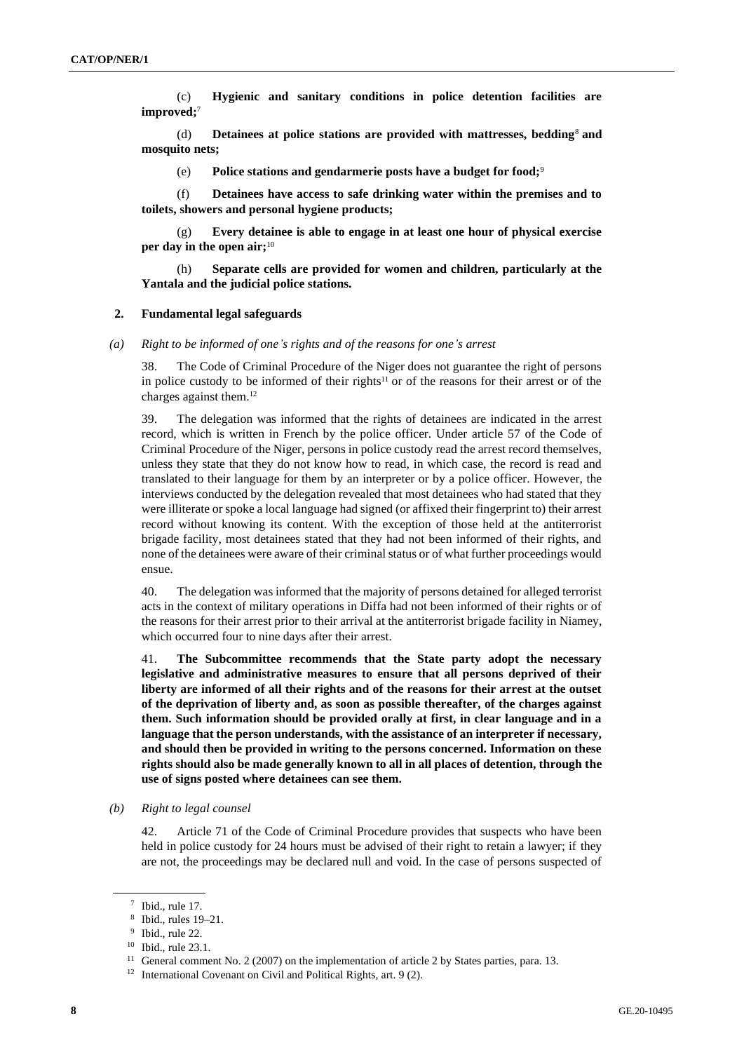(c) **Hygienic and sanitary conditions in police detention facilities are improved;**[7]

(d) **Detainees at police stations are provided with mattresses, bedding**[8] **and mosquito nets;**

(e) **Police stations and gendarmerie posts have a budget for food;**[9]

(f) **Detainees have access to safe drinking water within the premises and to toilets, showers and personal hygiene products;**

(g) **Every detainee is able to engage in at least one hour of physical exercise per day in the open air;**[10]

(h) **Separate cells are provided for women and children, particularly at the Yantala and the judicial police stations.**

## 2. Fundamental legal safeguards

### *(a) Right to be informed of one's rights and of the reasons for one's arrest*

38. The Code of Criminal Procedure of the Niger does not guarantee the right of persons in police custody to be informed of their rights[11] or of the reasons for their arrest or of the charges against them.[12]

39. The delegation was informed that the rights of detainees are indicated in the arrest record, which is written in French by the police officer. Under article 57 of the Code of Criminal Procedure of the Niger, persons in police custody read the arrest record themselves, unless they state that they do not know how to read, in which case, the record is read and translated to their language for them by an interpreter or by a police officer. However, the interviews conducted by the delegation revealed that most detainees who had stated that they were illiterate or spoke a local language had signed (or affixed their fingerprint to) their arrest record without knowing its content. With the exception of those held at the antiterrorist brigade facility, most detainees stated that they had not been informed of their rights, and none of the detainees were aware of their criminal status or of what further proceedings would ensue.

40. The delegation was informed that the majority of persons detained for alleged terrorist acts in the context of military operations in Diffa had not been informed of their rights or of the reasons for their arrest prior to their arrival at the antiterrorist brigade facility in Niamey, which occurred four to nine days after their arrest.

41. **The Subcommittee recommends that the State party adopt the necessary legislative and administrative measures to ensure that all persons deprived of their liberty are informed of all their rights and of the reasons for their arrest at the outset of the deprivation of liberty and, as soon as possible thereafter, of the charges against them. Such information should be provided orally at first, in clear language and in a language that the person understands, with the assistance of an interpreter if necessary, and should then be provided in writing to the persons concerned. Information on these rights should also be made generally known to all in all places of detention, through the use of signs posted where detainees can see them.**

### *(b) Right to legal counsel*

42. Article 71 of the Code of Criminal Procedure provides that suspects who have been held in police custody for 24 hours must be advised of their right to retain a lawyer; if they are not, the proceedings may be declared null and void. In the case of persons suspected of

---

[7] Ibid., rule 17.

[8] Ibid., rules 19–21.

[9] Ibid., rule 22.

[10] Ibid., rule 23.1.

[11] General comment No. 2 (2007) on the implementation of article 2 by States parties, para. 13.

[12] International Covenant on Civil and Political Rights, art. 9 (2).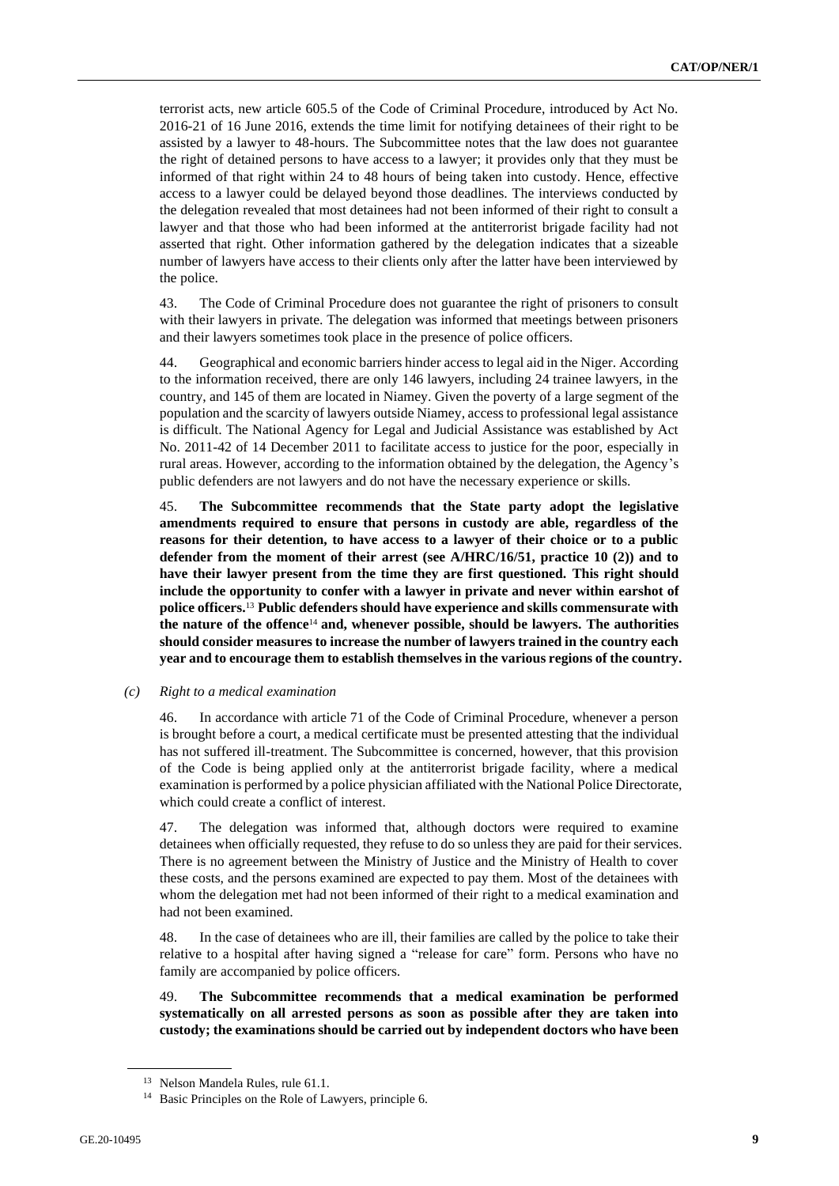terrorist acts, new article 605.5 of the Code of Criminal Procedure, introduced by Act No. 2016-21 of 16 June 2016, extends the time limit for notifying detainees of their right to be assisted by a lawyer to 48-hours. The Subcommittee notes that the law does not guarantee the right of detained persons to have access to a lawyer; it provides only that they must be informed of that right within 24 to 48 hours of being taken into custody. Hence, effective access to a lawyer could be delayed beyond those deadlines. The interviews conducted by the delegation revealed that most detainees had not been informed of their right to consult a lawyer and that those who had been informed at the antiterrorist brigade facility had not asserted that right. Other information gathered by the delegation indicates that a sizeable number of lawyers have access to their clients only after the latter have been interviewed by the police.

43. The Code of Criminal Procedure does not guarantee the right of prisoners to consult with their lawyers in private. The delegation was informed that meetings between prisoners and their lawyers sometimes took place in the presence of police officers.

44. Geographical and economic barriers hinder access to legal aid in the Niger. According to the information received, there are only 146 lawyers, including 24 trainee lawyers, in the country, and 145 of them are located in Niamey. Given the poverty of a large segment of the population and the scarcity of lawyers outside Niamey, access to professional legal assistance is difficult. The National Agency for Legal and Judicial Assistance was established by Act No. 2011-42 of 14 December 2011 to facilitate access to justice for the poor, especially in rural areas. However, according to the information obtained by the delegation, the Agency's public defenders are not lawyers and do not have the necessary experience or skills.

45. **The Subcommittee recommends that the State party adopt the legislative amendments required to ensure that persons in custody are able, regardless of the reasons for their detention, to have access to a lawyer of their choice or to a public defender from the moment of their arrest (see A/HRC/16/51, practice 10 (2)) and to have their lawyer present from the time they are first questioned. This right should include the opportunity to confer with a lawyer in private and never within earshot of police officers.**[13] **Public defenders should have experience and skills commensurate with the nature of the offence**[14] **and, whenever possible, should be lawyers. The authorities should consider measures to increase the number of lawyers trained in the country each year and to encourage them to establish themselves in the various regions of the country.**

*(c) Right to a medical examination*

46. In accordance with article 71 of the Code of Criminal Procedure, whenever a person is brought before a court, a medical certificate must be presented attesting that the individual has not suffered ill-treatment. The Subcommittee is concerned, however, that this provision of the Code is being applied only at the antiterrorist brigade facility, where a medical examination is performed by a police physician affiliated with the National Police Directorate, which could create a conflict of interest.

47. The delegation was informed that, although doctors were required to examine detainees when officially requested, they refuse to do so unless they are paid for their services. There is no agreement between the Ministry of Justice and the Ministry of Health to cover these costs, and the persons examined are expected to pay them. Most of the detainees with whom the delegation met had not been informed of their right to a medical examination and had not been examined.

48. In the case of detainees who are ill, their families are called by the police to take their relative to a hospital after having signed a "release for care" form. Persons who have no family are accompanied by police officers.

49. **The Subcommittee recommends that a medical examination be performed systematically on all arrested persons as soon as possible after they are taken into custody; the examinations should be carried out by independent doctors who have been**

[13] Nelson Mandela Rules, rule 61.1.

[14] Basic Principles on the Role of Lawyers, principle 6.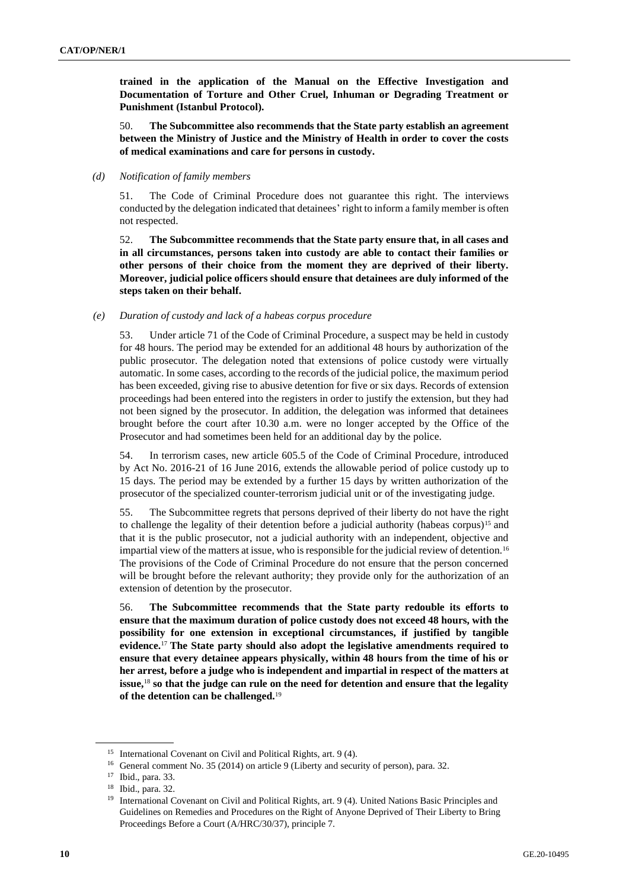**trained in the application of the Manual on the Effective Investigation and Documentation of Torture and Other Cruel, Inhuman or Degrading Treatment or Punishment (Istanbul Protocol).**

50. **The Subcommittee also recommends that the State party establish an agreement between the Ministry of Justice and the Ministry of Health in order to cover the costs of medical examinations and care for persons in custody.**

*(d) Notification of family members*

51. The Code of Criminal Procedure does not guarantee this right. The interviews conducted by the delegation indicated that detainees' right to inform a family member is often not respected.

52. **The Subcommittee recommends that the State party ensure that, in all cases and in all circumstances, persons taken into custody are able to contact their families or other persons of their choice from the moment they are deprived of their liberty. Moreover, judicial police officers should ensure that detainees are duly informed of the steps taken on their behalf.**

*(e) Duration of custody and lack of a habeas corpus procedure*

53. Under article 71 of the Code of Criminal Procedure, a suspect may be held in custody for 48 hours. The period may be extended for an additional 48 hours by authorization of the public prosecutor. The delegation noted that extensions of police custody were virtually automatic. In some cases, according to the records of the judicial police, the maximum period has been exceeded, giving rise to abusive detention for five or six days. Records of extension proceedings had been entered into the registers in order to justify the extension, but they had not been signed by the prosecutor. In addition, the delegation was informed that detainees brought before the court after 10.30 a.m. were no longer accepted by the Office of the Prosecutor and had sometimes been held for an additional day by the police.

54. In terrorism cases, new article 605.5 of the Code of Criminal Procedure, introduced by Act No. 2016-21 of 16 June 2016, extends the allowable period of police custody up to 15 days. The period may be extended by a further 15 days by written authorization of the prosecutor of the specialized counter-terrorism judicial unit or of the investigating judge.

55. The Subcommittee regrets that persons deprived of their liberty do not have the right to challenge the legality of their detention before a judicial authority (habeas corpus)[15] and that it is the public prosecutor, not a judicial authority with an independent, objective and impartial view of the matters at issue, who is responsible for the judicial review of detention.[16] The provisions of the Code of Criminal Procedure do not ensure that the person concerned will be brought before the relevant authority; they provide only for the authorization of an extension of detention by the prosecutor.

56. **The Subcommittee recommends that the State party redouble its efforts to ensure that the maximum duration of police custody does not exceed 48 hours, with the possibility for one extension in exceptional circumstances, if justified by tangible evidence.**[17] **The State party should also adopt the legislative amendments required to ensure that every detainee appears physically, within 48 hours from the time of his or her arrest, before a judge who is independent and impartial in respect of the matters at issue,**[18] **so that the judge can rule on the need for detention and ensure that the legality of the detention can be challenged.**[19]

---

[15] International Covenant on Civil and Political Rights, art. 9 (4).

[16] General comment No. 35 (2014) on article 9 (Liberty and security of person), para. 32.

[17] Ibid., para. 33.

[18] Ibid., para. 32.

[19] International Covenant on Civil and Political Rights, art. 9 (4). United Nations Basic Principles and Guidelines on Remedies and Procedures on the Right of Anyone Deprived of Their Liberty to Bring Proceedings Before a Court (A/HRC/30/37), principle 7.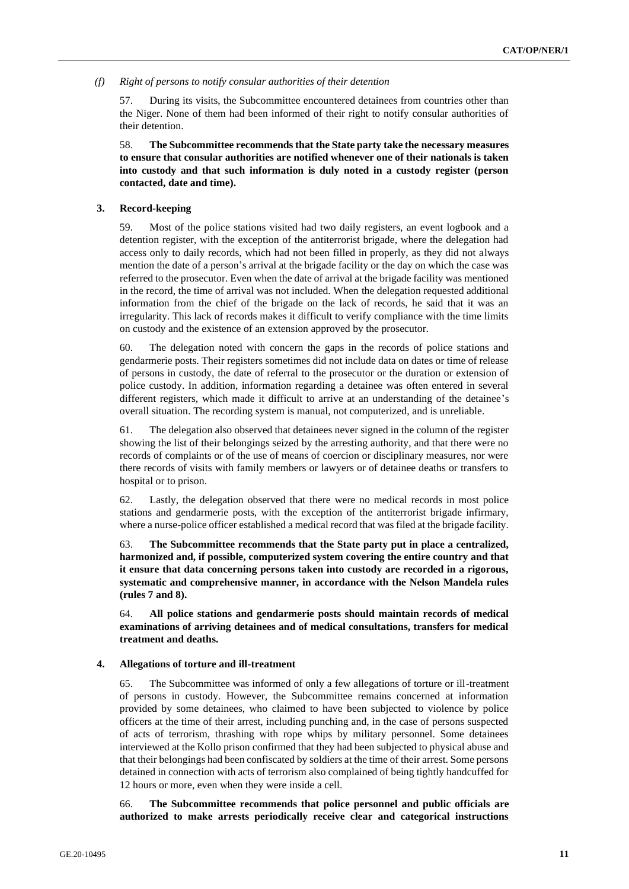*(f) Right of persons to notify consular authorities of their detention*

57. During its visits, the Subcommittee encountered detainees from countries other than the Niger. None of them had been informed of their right to notify consular authorities of their detention.

58. **The Subcommittee recommends that the State party take the necessary measures to ensure that consular authorities are notified whenever one of their nationals is taken into custody and that such information is duly noted in a custody register (person contacted, date and time).**

### 3. Record-keeping

59. Most of the police stations visited had two daily registers, an event logbook and a detention register, with the exception of the antiterrorist brigade, where the delegation had access only to daily records, which had not been filled in properly, as they did not always mention the date of a person's arrival at the brigade facility or the day on which the case was referred to the prosecutor. Even when the date of arrival at the brigade facility was mentioned in the record, the time of arrival was not included. When the delegation requested additional information from the chief of the brigade on the lack of records, he said that it was an irregularity. This lack of records makes it difficult to verify compliance with the time limits on custody and the existence of an extension approved by the prosecutor.

60. The delegation noted with concern the gaps in the records of police stations and gendarmerie posts. Their registers sometimes did not include data on dates or time of release of persons in custody, the date of referral to the prosecutor or the duration or extension of police custody. In addition, information regarding a detainee was often entered in several different registers, which made it difficult to arrive at an understanding of the detainee's overall situation. The recording system is manual, not computerized, and is unreliable.

61. The delegation also observed that detainees never signed in the column of the register showing the list of their belongings seized by the arresting authority, and that there were no records of complaints or of the use of means of coercion or disciplinary measures, nor were there records of visits with family members or lawyers or of detainee deaths or transfers to hospital or to prison.

62. Lastly, the delegation observed that there were no medical records in most police stations and gendarmerie posts, with the exception of the antiterrorist brigade infirmary, where a nurse-police officer established a medical record that was filed at the brigade facility.

63. **The Subcommittee recommends that the State party put in place a centralized, harmonized and, if possible, computerized system covering the entire country and that it ensure that data concerning persons taken into custody are recorded in a rigorous, systematic and comprehensive manner, in accordance with the Nelson Mandela rules (rules 7 and 8).**

64. **All police stations and gendarmerie posts should maintain records of medical examinations of arriving detainees and of medical consultations, transfers for medical treatment and deaths.**

### 4. Allegations of torture and ill-treatment

65. The Subcommittee was informed of only a few allegations of torture or ill-treatment of persons in custody. However, the Subcommittee remains concerned at information provided by some detainees, who claimed to have been subjected to violence by police officers at the time of their arrest, including punching and, in the case of persons suspected of acts of terrorism, thrashing with rope whips by military personnel. Some detainees interviewed at the Kollo prison confirmed that they had been subjected to physical abuse and that their belongings had been confiscated by soldiers at the time of their arrest. Some persons detained in connection with acts of terrorism also complained of being tightly handcuffed for 12 hours or more, even when they were inside a cell.

66. **The Subcommittee recommends that police personnel and public officials are authorized to make arrests periodically receive clear and categorical instructions**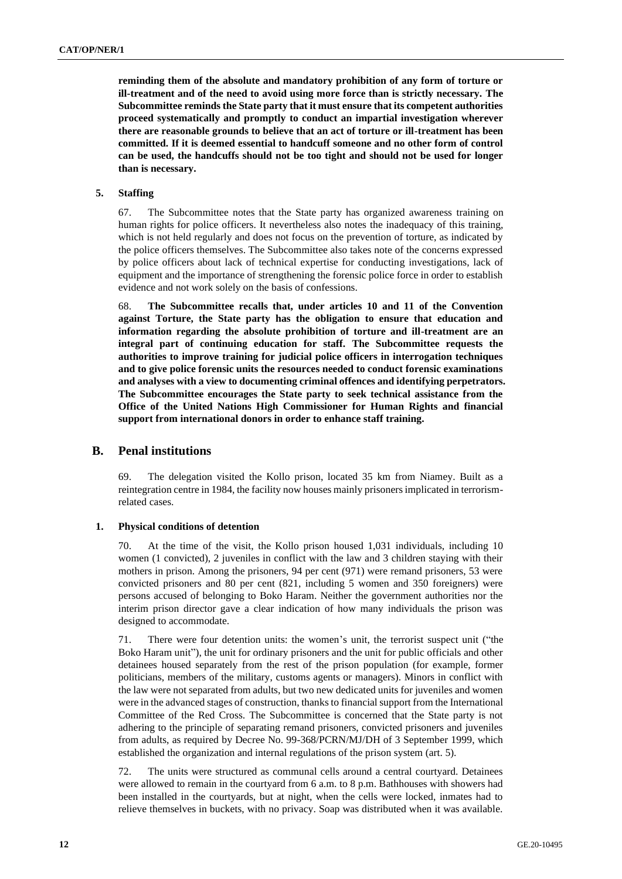**reminding them of the absolute and mandatory prohibition of any form of torture or ill-treatment and of the need to avoid using more force than is strictly necessary. The Subcommittee reminds the State party that it must ensure that its competent authorities proceed systematically and promptly to conduct an impartial investigation wherever there are reasonable grounds to believe that an act of torture or ill-treatment has been committed. If it is deemed essential to handcuff someone and no other form of control can be used, the handcuffs should not be too tight and should not be used for longer than is necessary.**

### 5. Staffing

67. The Subcommittee notes that the State party has organized awareness training on human rights for police officers. It nevertheless also notes the inadequacy of this training, which is not held regularly and does not focus on the prevention of torture, as indicated by the police officers themselves. The Subcommittee also takes note of the concerns expressed by police officers about lack of technical expertise for conducting investigations, lack of equipment and the importance of strengthening the forensic police force in order to establish evidence and not work solely on the basis of confessions.

68. **The Subcommittee recalls that, under articles 10 and 11 of the Convention against Torture, the State party has the obligation to ensure that education and information regarding the absolute prohibition of torture and ill-treatment are an integral part of continuing education for staff. The Subcommittee requests the authorities to improve training for judicial police officers in interrogation techniques and to give police forensic units the resources needed to conduct forensic examinations and analyses with a view to documenting criminal offences and identifying perpetrators. The Subcommittee encourages the State party to seek technical assistance from the Office of the United Nations High Commissioner for Human Rights and financial support from international donors in order to enhance staff training.**

## B. Penal institutions

69. The delegation visited the Kollo prison, located 35 km from Niamey. Built as a reintegration centre in 1984, the facility now houses mainly prisoners implicated in terrorism-related cases.

### 1. Physical conditions of detention

70. At the time of the visit, the Kollo prison housed 1,031 individuals, including 10 women (1 convicted), 2 juveniles in conflict with the law and 3 children staying with their mothers in prison. Among the prisoners, 94 per cent (971) were remand prisoners, 53 were convicted prisoners and 80 per cent (821, including 5 women and 350 foreigners) were persons accused of belonging to Boko Haram. Neither the government authorities nor the interim prison director gave a clear indication of how many individuals the prison was designed to accommodate.

71. There were four detention units: the women's unit, the terrorist suspect unit ("the Boko Haram unit"), the unit for ordinary prisoners and the unit for public officials and other detainees housed separately from the rest of the prison population (for example, former politicians, members of the military, customs agents or managers). Minors in conflict with the law were not separated from adults, but two new dedicated units for juveniles and women were in the advanced stages of construction, thanks to financial support from the International Committee of the Red Cross. The Subcommittee is concerned that the State party is not adhering to the principle of separating remand prisoners, convicted prisoners and juveniles from adults, as required by Decree No. 99-368/PCRN/MJ/DH of 3 September 1999, which established the organization and internal regulations of the prison system (art. 5).

72. The units were structured as communal cells around a central courtyard. Detainees were allowed to remain in the courtyard from 6 a.m. to 8 p.m. Bathhouses with showers had been installed in the courtyards, but at night, when the cells were locked, inmates had to relieve themselves in buckets, with no privacy. Soap was distributed when it was available.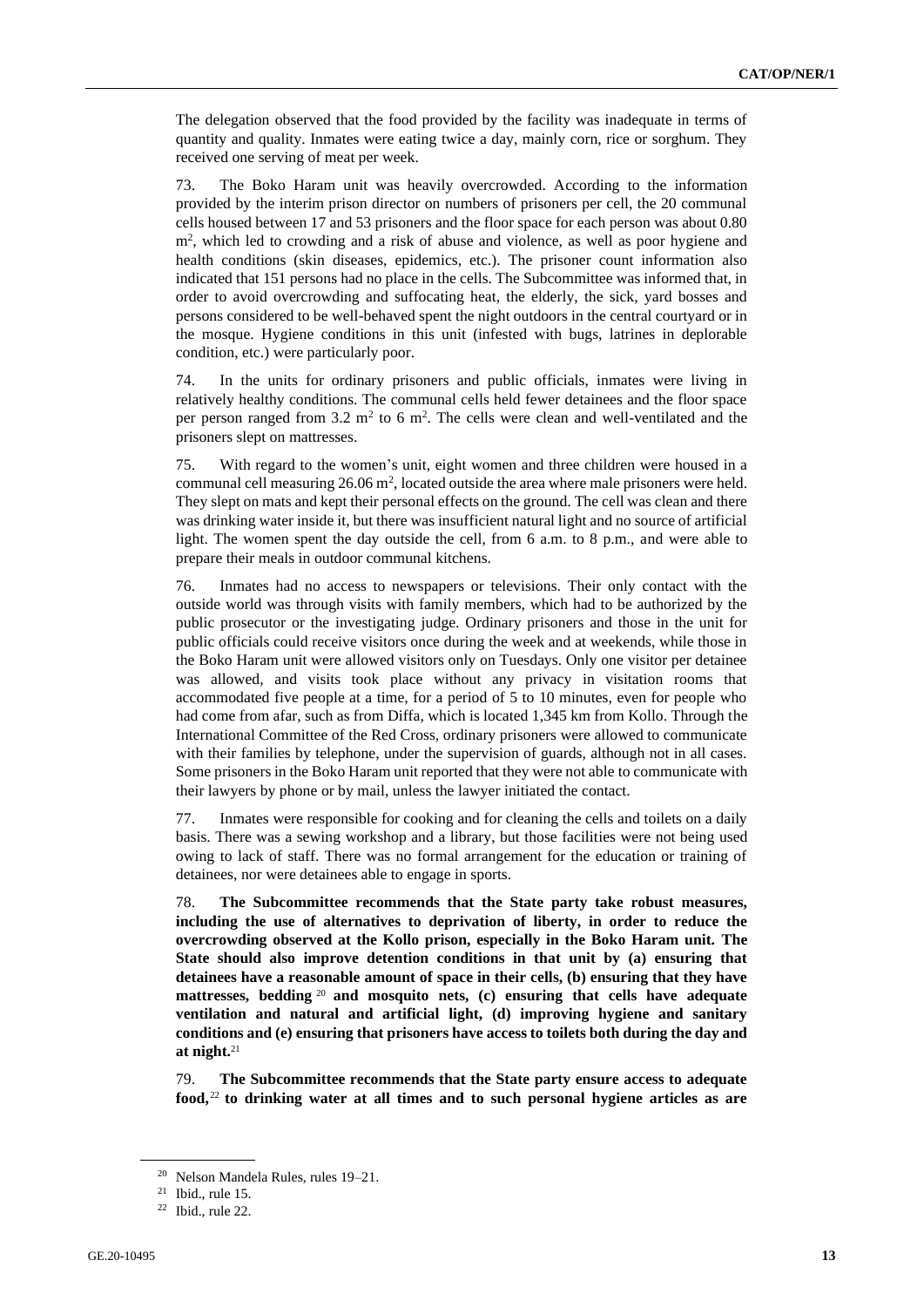The delegation observed that the food provided by the facility was inadequate in terms of quantity and quality. Inmates were eating twice a day, mainly corn, rice or sorghum. They received one serving of meat per week.

73. The Boko Haram unit was heavily overcrowded. According to the information provided by the interim prison director on numbers of prisoners per cell, the 20 communal cells housed between 17 and 53 prisoners and the floor space for each person was about 0.80 $m^2$, which led to crowding and a risk of abuse and violence, as well as poor hygiene and health conditions (skin diseases, epidemics, etc.). The prisoner count information also indicated that 151 persons had no place in the cells. The Subcommittee was informed that, in order to avoid overcrowding and suffocating heat, the elderly, the sick, yard bosses and persons considered to be well-behaved spent the night outdoors in the central courtyard or in the mosque. Hygiene conditions in this unit (infested with bugs, latrines in deplorable condition, etc.) were particularly poor.

74. In the units for ordinary prisoners and public officials, inmates were living in relatively healthy conditions. The communal cells held fewer detainees and the floor space per person ranged from 3.2 $m^2$ to 6 $m^2$. The cells were clean and well-ventilated and the prisoners slept on mattresses.

75. With regard to the women's unit, eight women and three children were housed in a communal cell measuring 26.06 $m^2$, located outside the area where male prisoners were held. They slept on mats and kept their personal effects on the ground. The cell was clean and there was drinking water inside it, but there was insufficient natural light and no source of artificial light. The women spent the day outside the cell, from 6 a.m. to 8 p.m., and were able to prepare their meals in outdoor communal kitchens.

76. Inmates had no access to newspapers or televisions. Their only contact with the outside world was through visits with family members, which had to be authorized by the public prosecutor or the investigating judge. Ordinary prisoners and those in the unit for public officials could receive visitors once during the week and at weekends, while those in the Boko Haram unit were allowed visitors only on Tuesdays. Only one visitor per detainee was allowed, and visits took place without any privacy in visitation rooms that accommodated five people at a time, for a period of 5 to 10 minutes, even for people who had come from afar, such as from Diffa, which is located 1,345 km from Kollo. Through the International Committee of the Red Cross, ordinary prisoners were allowed to communicate with their families by telephone, under the supervision of guards, although not in all cases. Some prisoners in the Boko Haram unit reported that they were not able to communicate with their lawyers by phone or by mail, unless the lawyer initiated the contact.

77. Inmates were responsible for cooking and for cleaning the cells and toilets on a daily basis. There was a sewing workshop and a library, but those facilities were not being used owing to lack of staff. There was no formal arrangement for the education or training of detainees, nor were detainees able to engage in sports.

78. **The Subcommittee recommends that the State party take robust measures, including the use of alternatives to deprivation of liberty, in order to reduce the overcrowding observed at the Kollo prison, especially in the Boko Haram unit. The State should also improve detention conditions in that unit by (a) ensuring that detainees have a reasonable amount of space in their cells, (b) ensuring that they have mattresses, bedding**[20] **and mosquito nets, (c) ensuring that cells have adequate ventilation and natural and artificial light, (d) improving hygiene and sanitary conditions and (e) ensuring that prisoners have access to toilets both during the day and at night.**[21]

79. **The Subcommittee recommends that the State party ensure access to adequate food,**[22] **to drinking water at all times and to such personal hygiene articles as are**

[20] Nelson Mandela Rules, rules 19–21.

[21] Ibid., rule 15.

[22] Ibid., rule 22.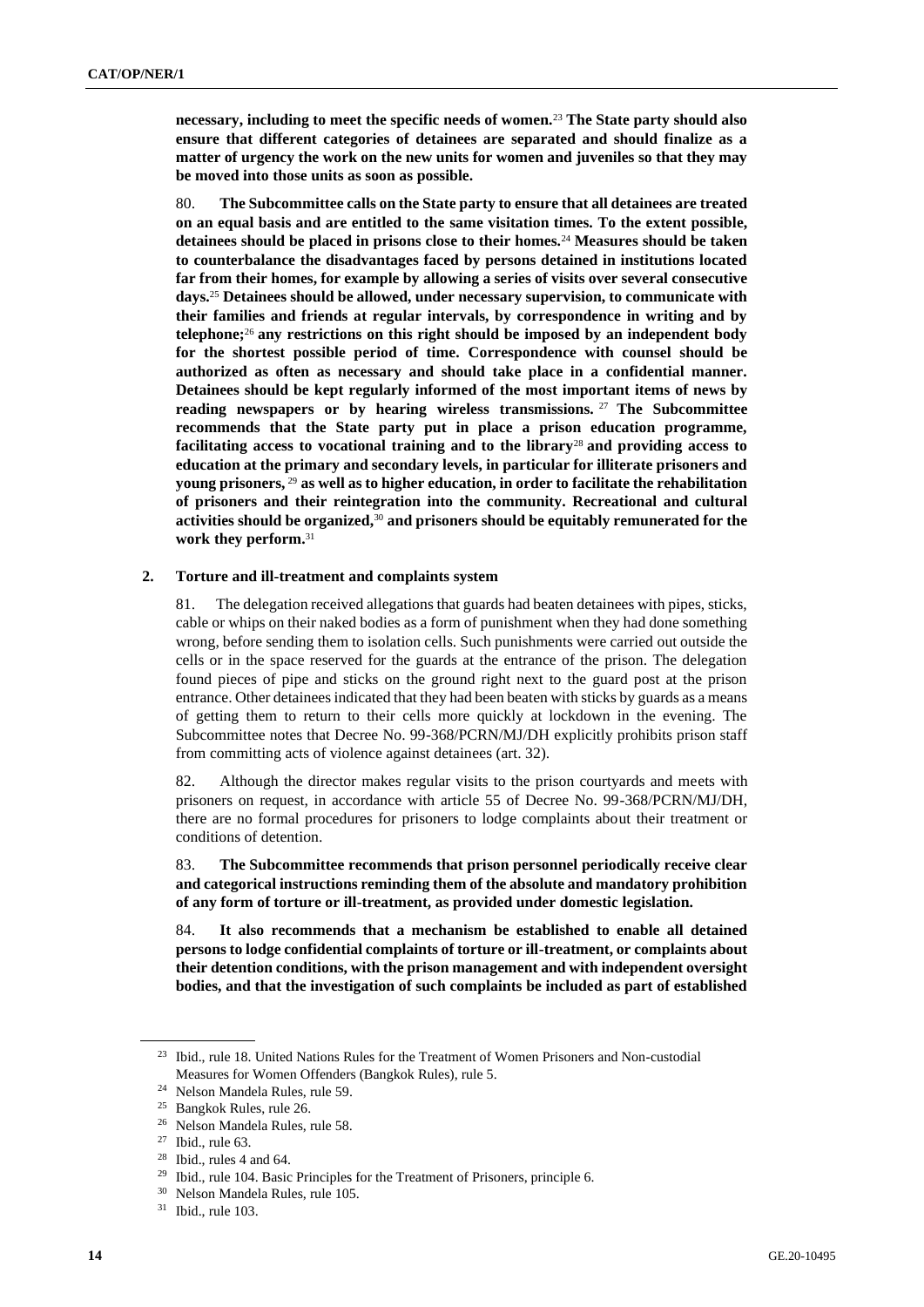**necessary, including to meet the specific needs of women.**[23] **The State party should also ensure that different categories of detainees are separated and should finalize as a matter of urgency the work on the new units for women and juveniles so that they may be moved into those units as soon as possible.**

80. **The Subcommittee calls on the State party to ensure that all detainees are treated on an equal basis and are entitled to the same visitation times. To the extent possible, detainees should be placed in prisons close to their homes.**[24] **Measures should be taken to counterbalance the disadvantages faced by persons detained in institutions located far from their homes, for example by allowing a series of visits over several consecutive days.**[25] **Detainees should be allowed, under necessary supervision, to communicate with their families and friends at regular intervals, by correspondence in writing and by telephone;**[26] **any restrictions on this right should be imposed by an independent body for the shortest possible period of time. Correspondence with counsel should be authorized as often as necessary and should take place in a confidential manner. Detainees should be kept regularly informed of the most important items of news by reading newspapers or by hearing wireless transmissions.**[27] **The Subcommittee recommends that the State party put in place a prison education programme, facilitating access to vocational training and to the library**[28] **and providing access to education at the primary and secondary levels, in particular for illiterate prisoners and young prisoners,**[29] **as well as to higher education, in order to facilitate the rehabilitation of prisoners and their reintegration into the community. Recreational and cultural activities should be organized,**[30] **and prisoners should be equitably remunerated for the work they perform.**[31]

## 2. Torture and ill-treatment and complaints system

81. The delegation received allegations that guards had beaten detainees with pipes, sticks, cable or whips on their naked bodies as a form of punishment when they had done something wrong, before sending them to isolation cells. Such punishments were carried out outside the cells or in the space reserved for the guards at the entrance of the prison. The delegation found pieces of pipe and sticks on the ground right next to the guard post at the prison entrance. Other detainees indicated that they had been beaten with sticks by guards as a means of getting them to return to their cells more quickly at lockdown in the evening. The Subcommittee notes that Decree No. 99-368/PCRN/MJ/DH explicitly prohibits prison staff from committing acts of violence against detainees (art. 32).

82. Although the director makes regular visits to the prison courtyards and meets with prisoners on request, in accordance with article 55 of Decree No. 99-368/PCRN/MJ/DH, there are no formal procedures for prisoners to lodge complaints about their treatment or conditions of detention.

83. **The Subcommittee recommends that prison personnel periodically receive clear and categorical instructions reminding them of the absolute and mandatory prohibition of any form of torture or ill-treatment, as provided under domestic legislation.**

84. **It also recommends that a mechanism be established to enable all detained persons to lodge confidential complaints of torture or ill-treatment, or complaints about their detention conditions, with the prison management and with independent oversight bodies, and that the investigation of such complaints be included as part of established**

---

[23] Ibid., rule 18. United Nations Rules for the Treatment of Women Prisoners and Non-custodial Measures for Women Offenders (Bangkok Rules), rule 5.

[24] Nelson Mandela Rules, rule 59.

[25] Bangkok Rules, rule 26.

[26] Nelson Mandela Rules, rule 58.

[27] Ibid., rule 63.

[28] Ibid., rules 4 and 64.

[29] Ibid., rule 104. Basic Principles for the Treatment of Prisoners, principle 6.

[30] Nelson Mandela Rules, rule 105.

[31] Ibid., rule 103.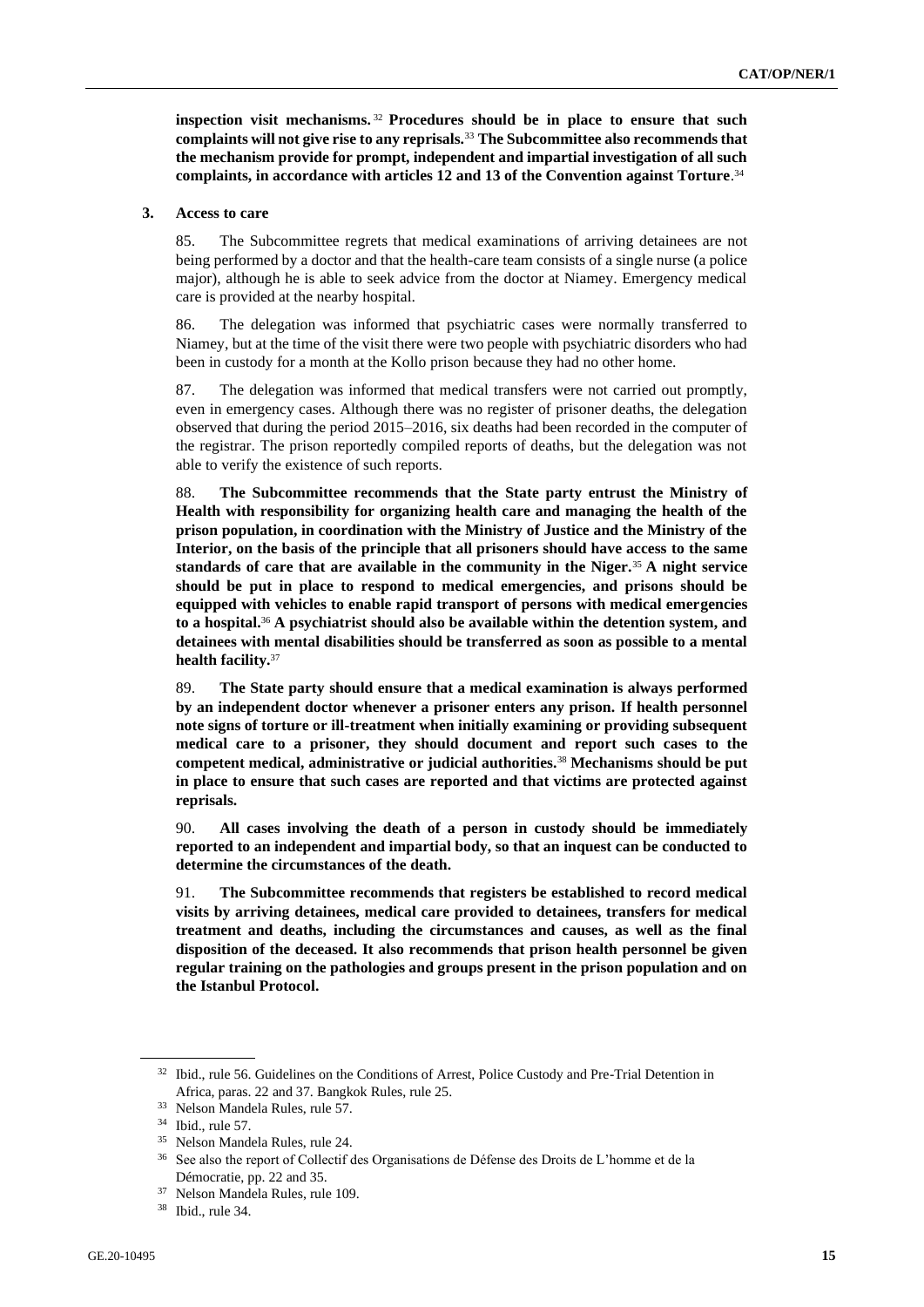**inspection visit mechanisms.**[32] **Procedures should be in place to ensure that such complaints will not give rise to any reprisals.**[33] **The Subcommittee also recommends that the mechanism provide for prompt, independent and impartial investigation of all such complaints, in accordance with articles 12 and 13 of the Convention against Torture**.[34]

### 3. Access to care

85. The Subcommittee regrets that medical examinations of arriving detainees are not being performed by a doctor and that the health-care team consists of a single nurse (a police major), although he is able to seek advice from the doctor at Niamey. Emergency medical care is provided at the nearby hospital.

86. The delegation was informed that psychiatric cases were normally transferred to Niamey, but at the time of the visit there were two people with psychiatric disorders who had been in custody for a month at the Kollo prison because they had no other home.

87. The delegation was informed that medical transfers were not carried out promptly, even in emergency cases. Although there was no register of prisoner deaths, the delegation observed that during the period 2015–2016, six deaths had been recorded in the computer of the registrar. The prison reportedly compiled reports of deaths, but the delegation was not able to verify the existence of such reports.

88. **The Subcommittee recommends that the State party entrust the Ministry of Health with responsibility for organizing health care and managing the health of the prison population, in coordination with the Ministry of Justice and the Ministry of the Interior, on the basis of the principle that all prisoners should have access to the same standards of care that are available in the community in the Niger.**[35] **A night service should be put in place to respond to medical emergencies, and prisons should be equipped with vehicles to enable rapid transport of persons with medical emergencies to a hospital.**[36] **A psychiatrist should also be available within the detention system, and detainees with mental disabilities should be transferred as soon as possible to a mental health facility.**[37]

89. **The State party should ensure that a medical examination is always performed by an independent doctor whenever a prisoner enters any prison. If health personnel note signs of torture or ill-treatment when initially examining or providing subsequent medical care to a prisoner, they should document and report such cases to the competent medical, administrative or judicial authorities.**[38] **Mechanisms should be put in place to ensure that such cases are reported and that victims are protected against reprisals.**

90. **All cases involving the death of a person in custody should be immediately reported to an independent and impartial body, so that an inquest can be conducted to determine the circumstances of the death.**

91. **The Subcommittee recommends that registers be established to record medical visits by arriving detainees, medical care provided to detainees, transfers for medical treatment and deaths, including the circumstances and causes, as well as the final disposition of the deceased. It also recommends that prison health personnel be given regular training on the pathologies and groups present in the prison population and on the Istanbul Protocol.**

---

[32] Ibid., rule 56. Guidelines on the Conditions of Arrest, Police Custody and Pre-Trial Detention in Africa, paras. 22 and 37. Bangkok Rules, rule 25.

[33] Nelson Mandela Rules, rule 57.

[34] Ibid., rule 57.

[35] Nelson Mandela Rules, rule 24.

[36] See also the report of Collectif des Organisations de Défense des Droits de L'homme et de la Démocratie, pp. 22 and 35.

[37] Nelson Mandela Rules, rule 109.

[38] Ibid., rule 34.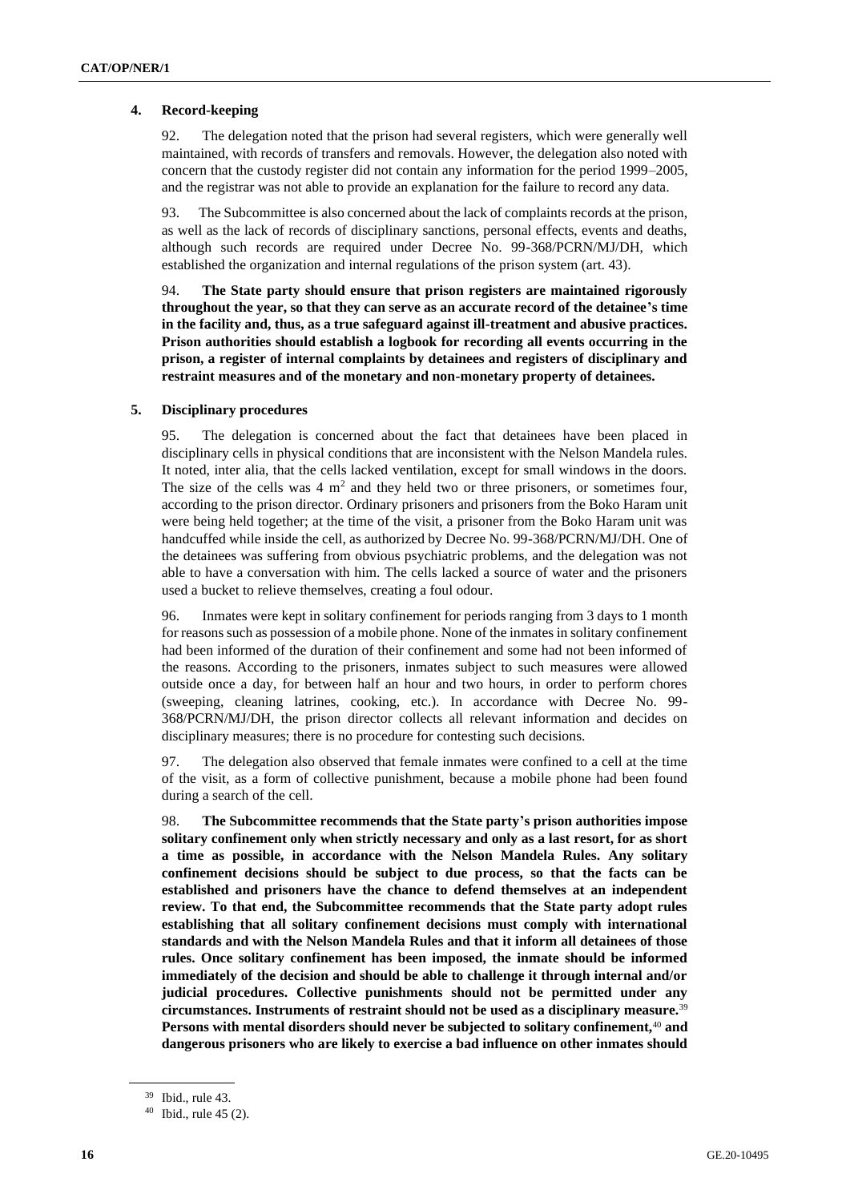### 4. Record-keeping

92. The delegation noted that the prison had several registers, which were generally well maintained, with records of transfers and removals. However, the delegation also noted with concern that the custody register did not contain any information for the period 1999–2005, and the registrar was not able to provide an explanation for the failure to record any data.

93. The Subcommittee is also concerned about the lack of complaints records at the prison, as well as the lack of records of disciplinary sanctions, personal effects, events and deaths, although such records are required under Decree No. 99-368/PCRN/MJ/DH, which established the organization and internal regulations of the prison system (art. 43).

94. **The State party should ensure that prison registers are maintained rigorously throughout the year, so that they can serve as an accurate record of the detainee's time in the facility and, thus, as a true safeguard against ill-treatment and abusive practices. Prison authorities should establish a logbook for recording all events occurring in the prison, a register of internal complaints by detainees and registers of disciplinary and restraint measures and of the monetary and non-monetary property of detainees.**

### 5. Disciplinary procedures

95. The delegation is concerned about the fact that detainees have been placed in disciplinary cells in physical conditions that are inconsistent with the Nelson Mandela rules. It noted, inter alia, that the cells lacked ventilation, except for small windows in the doors. The size of the cells was 4 $m^2$ and they held two or three prisoners, or sometimes four, according to the prison director. Ordinary prisoners and prisoners from the Boko Haram unit were being held together; at the time of the visit, a prisoner from the Boko Haram unit was handcuffed while inside the cell, as authorized by Decree No. 99-368/PCRN/MJ/DH. One of the detainees was suffering from obvious psychiatric problems, and the delegation was not able to have a conversation with him. The cells lacked a source of water and the prisoners used a bucket to relieve themselves, creating a foul odour.

96. Inmates were kept in solitary confinement for periods ranging from 3 days to 1 month for reasons such as possession of a mobile phone. None of the inmates in solitary confinement had been informed of the duration of their confinement and some had not been informed of the reasons. According to the prisoners, inmates subject to such measures were allowed outside once a day, for between half an hour and two hours, in order to perform chores (sweeping, cleaning latrines, cooking, etc.). In accordance with Decree No. 99-368/PCRN/MJ/DH, the prison director collects all relevant information and decides on disciplinary measures; there is no procedure for contesting such decisions.

97. The delegation also observed that female inmates were confined to a cell at the time of the visit, as a form of collective punishment, because a mobile phone had been found during a search of the cell.

98. **The Subcommittee recommends that the State party's prison authorities impose solitary confinement only when strictly necessary and only as a last resort, for as short a time as possible, in accordance with the Nelson Mandela Rules. Any solitary confinement decisions should be subject to due process, so that the facts can be established and prisoners have the chance to defend themselves at an independent review. To that end, the Subcommittee recommends that the State party adopt rules establishing that all solitary confinement decisions must comply with international standards and with the Nelson Mandela Rules and that it inform all detainees of those rules. Once solitary confinement has been imposed, the inmate should be informed immediately of the decision and should be able to challenge it through internal and/or judicial procedures. Collective punishments should not be permitted under any circumstances. Instruments of restraint should not be used as a disciplinary measure.**[39] **Persons with mental disorders should never be subjected to solitary confinement,**[40] **and dangerous prisoners who are likely to exercise a bad influence on other inmates should**

---

[39] Ibid., rule 43.

[40] Ibid., rule 45 (2).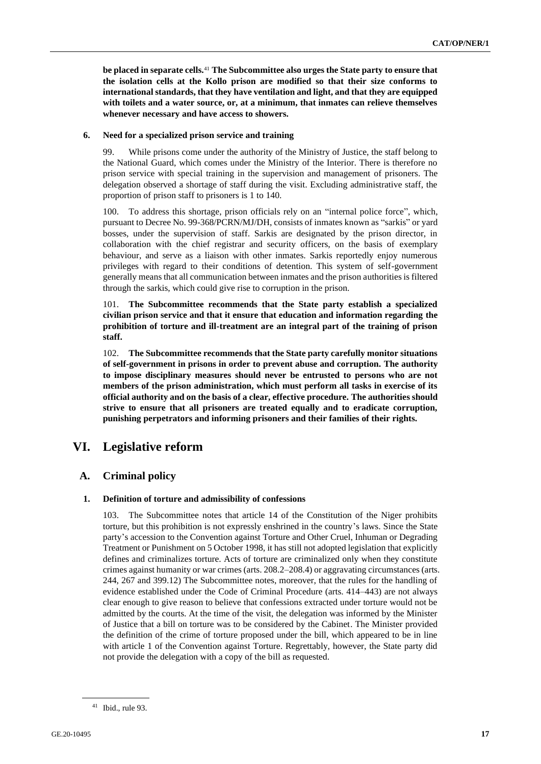**be placed in separate cells.**[41] **The Subcommittee also urges the State party to ensure that the isolation cells at the Kollo prison are modified so that their size conforms to international standards, that they have ventilation and light, and that they are equipped with toilets and a water source, or, at a minimum, that inmates can relieve themselves whenever necessary and have access to showers.**

#### 6. Need for a specialized prison service and training

99. While prisons come under the authority of the Ministry of Justice, the staff belong to the National Guard, which comes under the Ministry of the Interior. There is therefore no prison service with special training in the supervision and management of prisoners. The delegation observed a shortage of staff during the visit. Excluding administrative staff, the proportion of prison staff to prisoners is 1 to 140.

100. To address this shortage, prison officials rely on an "internal police force", which, pursuant to Decree No. 99-368/PCRN/MJ/DH, consists of inmates known as "sarkis" or yard bosses, under the supervision of staff. Sarkis are designated by the prison director, in collaboration with the chief registrar and security officers, on the basis of exemplary behaviour, and serve as a liaison with other inmates. Sarkis reportedly enjoy numerous privileges with regard to their conditions of detention. This system of self-government generally means that all communication between inmates and the prison authorities is filtered through the sarkis, which could give rise to corruption in the prison.

101. **The Subcommittee recommends that the State party establish a specialized civilian prison service and that it ensure that education and information regarding the prohibition of torture and ill-treatment are an integral part of the training of prison staff.**

102. **The Subcommittee recommends that the State party carefully monitor situations of self-government in prisons in order to prevent abuse and corruption. The authority to impose disciplinary measures should never be entrusted to persons who are not members of the prison administration, which must perform all tasks in exercise of its official authority and on the basis of a clear, effective procedure. The authorities should strive to ensure that all prisoners are treated equally and to eradicate corruption, punishing perpetrators and informing prisoners and their families of their rights.**

# VI. Legislative reform

## A. Criminal policy

#### 1. Definition of torture and admissibility of confessions

103. The Subcommittee notes that article 14 of the Constitution of the Niger prohibits torture, but this prohibition is not expressly enshrined in the country's laws. Since the State party's accession to the Convention against Torture and Other Cruel, Inhuman or Degrading Treatment or Punishment on 5 October 1998, it has still not adopted legislation that explicitly defines and criminalizes torture. Acts of torture are criminalized only when they constitute crimes against humanity or war crimes (arts. 208.2–208.4) or aggravating circumstances (arts. 244, 267 and 399.12) The Subcommittee notes, moreover, that the rules for the handling of evidence established under the Code of Criminal Procedure (arts. 414–443) are not always clear enough to give reason to believe that confessions extracted under torture would not be admitted by the courts. At the time of the visit, the delegation was informed by the Minister of Justice that a bill on torture was to be considered by the Cabinet. The Minister provided the definition of the crime of torture proposed under the bill, which appeared to be in line with article 1 of the Convention against Torture. Regrettably, however, the State party did not provide the delegation with a copy of the bill as requested.

---

[41] Ibid., rule 93.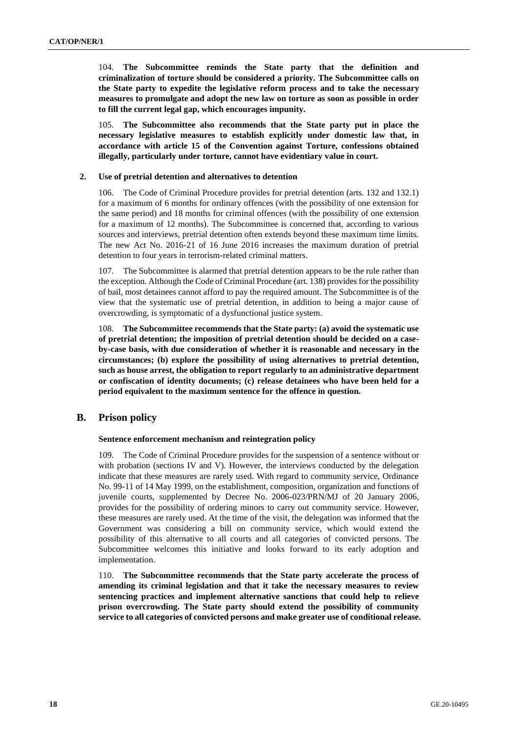104. **The Subcommittee reminds the State party that the definition and criminalization of torture should be considered a priority. The Subcommittee calls on the State party to expedite the legislative reform process and to take the necessary measures to promulgate and adopt the new law on torture as soon as possible in order to fill the current legal gap, which encourages impunity.**

105. **The Subcommittee also recommends that the State party put in place the necessary legislative measures to establish explicitly under domestic law that, in accordance with article 15 of the Convention against Torture, confessions obtained illegally, particularly under torture, cannot have evidentiary value in court.**

### 2. Use of pretrial detention and alternatives to detention

106. The Code of Criminal Procedure provides for pretrial detention (arts. 132 and 132.1) for a maximum of 6 months for ordinary offences (with the possibility of one extension for the same period) and 18 months for criminal offences (with the possibility of one extension for a maximum of 12 months). The Subcommittee is concerned that, according to various sources and interviews, pretrial detention often extends beyond these maximum time limits. The new Act No. 2016-21 of 16 June 2016 increases the maximum duration of pretrial detention to four years in terrorism-related criminal matters.

107. The Subcommittee is alarmed that pretrial detention appears to be the rule rather than the exception. Although the Code of Criminal Procedure (art. 138) provides for the possibility of bail, most detainees cannot afford to pay the required amount. The Subcommittee is of the view that the systematic use of pretrial detention, in addition to being a major cause of overcrowding, is symptomatic of a dysfunctional justice system.

108. **The Subcommittee recommends that the State party: (a) avoid the systematic use of pretrial detention; the imposition of pretrial detention should be decided on a case-by-case basis, with due consideration of whether it is reasonable and necessary in the circumstances; (b) explore the possibility of using alternatives to pretrial detention, such as house arrest, the obligation to report regularly to an administrative department or confiscation of identity documents; (c) release detainees who have been held for a period equivalent to the maximum sentence for the offence in question.**

## B. Prison policy

#### Sentence enforcement mechanism and reintegration policy

109. The Code of Criminal Procedure provides for the suspension of a sentence without or with probation (sections IV and V). However, the interviews conducted by the delegation indicate that these measures are rarely used. With regard to community service, Ordinance No. 99-11 of 14 May 1999, on the establishment, composition, organization and functions of juvenile courts, supplemented by Decree No. 2006-023/PRN/MJ of 20 January 2006, provides for the possibility of ordering minors to carry out community service. However, these measures are rarely used. At the time of the visit, the delegation was informed that the Government was considering a bill on community service, which would extend the possibility of this alternative to all courts and all categories of convicted persons. The Subcommittee welcomes this initiative and looks forward to its early adoption and implementation.

110. **The Subcommittee recommends that the State party accelerate the process of amending its criminal legislation and that it take the necessary measures to review sentencing practices and implement alternative sanctions that could help to relieve prison overcrowding. The State party should extend the possibility of community service to all categories of convicted persons and make greater use of conditional release.**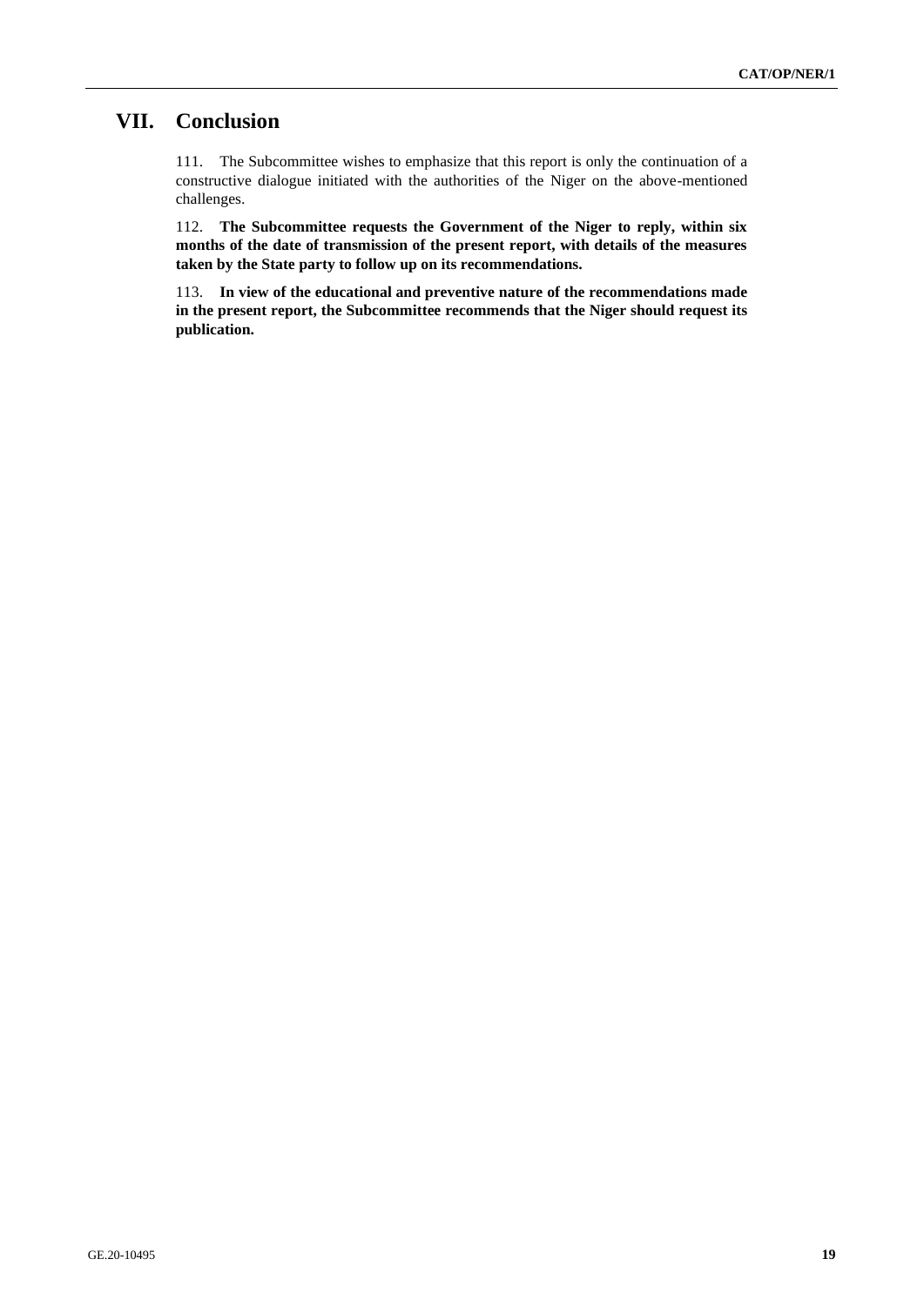# VII. Conclusion

111. The Subcommittee wishes to emphasize that this report is only the continuation of a constructive dialogue initiated with the authorities of the Niger on the above-mentioned challenges.

112. **The Subcommittee requests the Government of the Niger to reply, within six months of the date of transmission of the present report, with details of the measures taken by the State party to follow up on its recommendations.**

113. **In view of the educational and preventive nature of the recommendations made in the present report, the Subcommittee recommends that the Niger should request its publication.**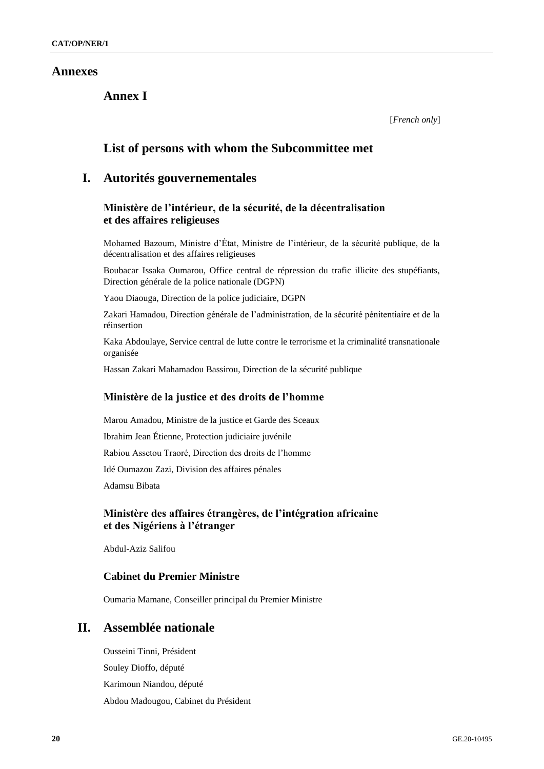# Annexes

## Annex I

[*French only*]

## List of persons with whom the Subcommittee met

## I. Autorités gouvernementales

### Ministère de l'intérieur, de la sécurité, de la décentralisation et des affaires religieuses

Mohamed Bazoum, Ministre d'État, Ministre de l'intérieur, de la sécurité publique, de la décentralisation et des affaires religieuses

Boubacar Issaka Oumarou, Office central de répression du trafic illicite des stupéfiants, Direction générale de la police nationale (DGPN)

Yaou Diaouga, Direction de la police judiciaire, DGPN

Zakari Hamadou, Direction générale de l'administration, de la sécurité pénitentiaire et de la réinsertion

Kaka Abdoulaye, Service central de lutte contre le terrorisme et la criminalité transnationale organisée

Hassan Zakari Mahamadou Bassirou, Direction de la sécurité publique

### Ministère de la justice et des droits de l'homme

Marou Amadou, Ministre de la justice et Garde des Sceaux

Ibrahim Jean Étienne, Protection judiciaire juvénile

Rabiou Assetou Traoré, Direction des droits de l'homme

Idé Oumazou Zazi, Division des affaires pénales

Adamsu Bibata

### Ministère des affaires étrangères, de l'intégration africaine et des Nigériens à l'étranger

Abdul-Aziz Salifou

### Cabinet du Premier Ministre

Oumaria Mamane, Conseiller principal du Premier Ministre

## II. Assemblée nationale

Ousseini Tinni, Président

Souley Dioffo, député

Karimoun Niandou, député

Abdou Madougou, Cabinet du Président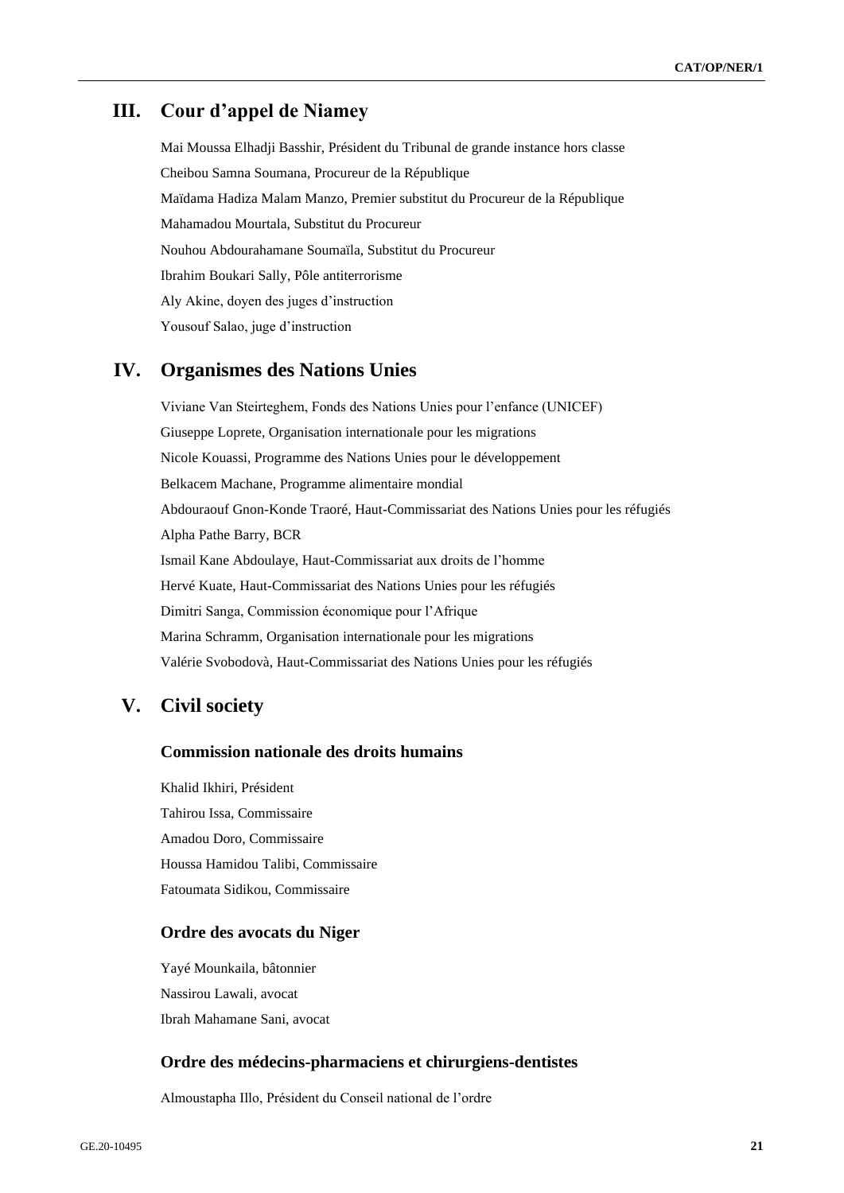# III. Cour d'appel de Niamey

Mai Moussa Elhadji Basshir, Président du Tribunal de grande instance hors classe

Cheibou Samna Soumana, Procureur de la République

Maïdama Hadiza Malam Manzo, Premier substitut du Procureur de la République

Mahamadou Mourtala, Substitut du Procureur

Nouhou Abdourahamane Soumaïla, Substitut du Procureur

Ibrahim Boukari Sally, Pôle antiterrorisme

Aly Akine, doyen des juges d'instruction

Yousouf Salao, juge d'instruction

# IV. Organismes des Nations Unies

Viviane Van Steirteghem, Fonds des Nations Unies pour l'enfance (UNICEF)

Giuseppe Loprete, Organisation internationale pour les migrations

Nicole Kouassi, Programme des Nations Unies pour le développement

Belkacem Machane, Programme alimentaire mondial

Abdouraouf Gnon-Konde Traoré, Haut-Commissariat des Nations Unies pour les réfugiés

Alpha Pathe Barry, BCR

Ismail Kane Abdoulaye, Haut-Commissariat aux droits de l'homme

Hervé Kuate, Haut-Commissariat des Nations Unies pour les réfugiés

Dimitri Sanga, Commission économique pour l'Afrique

Marina Schramm, Organisation internationale pour les migrations

Valérie Svobodovà, Haut-Commissariat des Nations Unies pour les réfugiés

# V. Civil society

## Commission nationale des droits humains

Khalid Ikhiri, Président

Tahirou Issa, Commissaire

Amadou Doro, Commissaire

Houssa Hamidou Talibi, Commissaire

Fatoumata Sidikou, Commissaire

## Ordre des avocats du Niger

Yayé Mounkaila, bâtonnier

Nassirou Lawali, avocat

Ibrah Mahamane Sani, avocat

## Ordre des médecins-pharmaciens et chirurgiens-dentistes

Almoustapha Illo, Président du Conseil national de l'ordre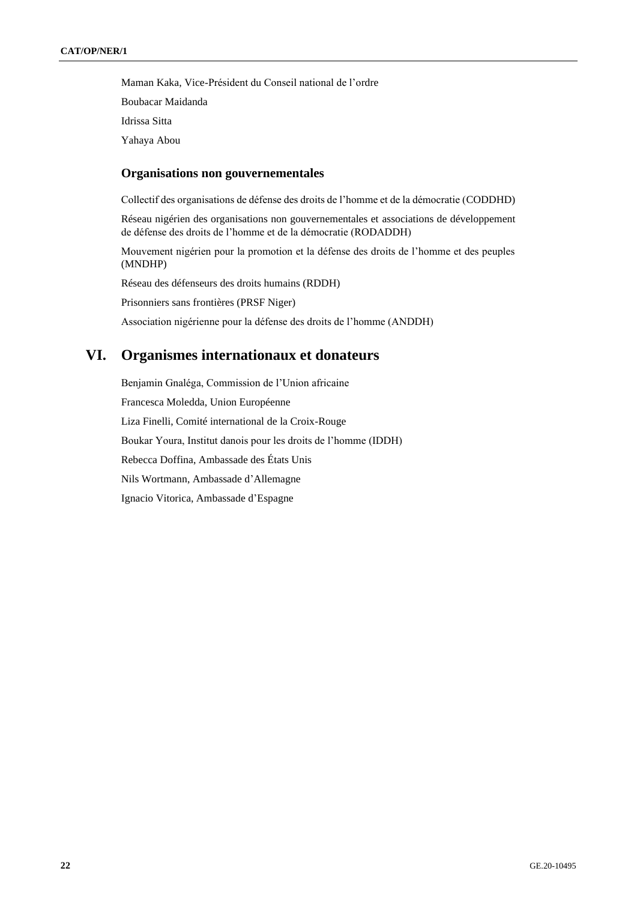Maman Kaka, Vice-Président du Conseil national de l'ordre

Boubacar Maidanda

Idrissa Sitta

Yahaya Abou

### Organisations non gouvernementales

Collectif des organisations de défense des droits de l'homme et de la démocratie (CODDHD)

Réseau nigérien des organisations non gouvernementales et associations de développement de défense des droits de l'homme et de la démocratie (RODADDH)

Mouvement nigérien pour la promotion et la défense des droits de l'homme et des peuples (MNDHP)

Réseau des défenseurs des droits humains (RDDH)

Prisonniers sans frontières (PRSF Niger)

Association nigérienne pour la défense des droits de l'homme (ANDDH)

## VI. Organismes internationaux et donateurs

Benjamin Gnaléga, Commission de l'Union africaine

Francesca Moledda, Union Européenne

Liza Finelli, Comité international de la Croix-Rouge

Boukar Youra, Institut danois pour les droits de l'homme (IDDH)

Rebecca Doffina, Ambassade des États Unis

Nils Wortmann, Ambassade d'Allemagne

Ignacio Vitorica, Ambassade d'Espagne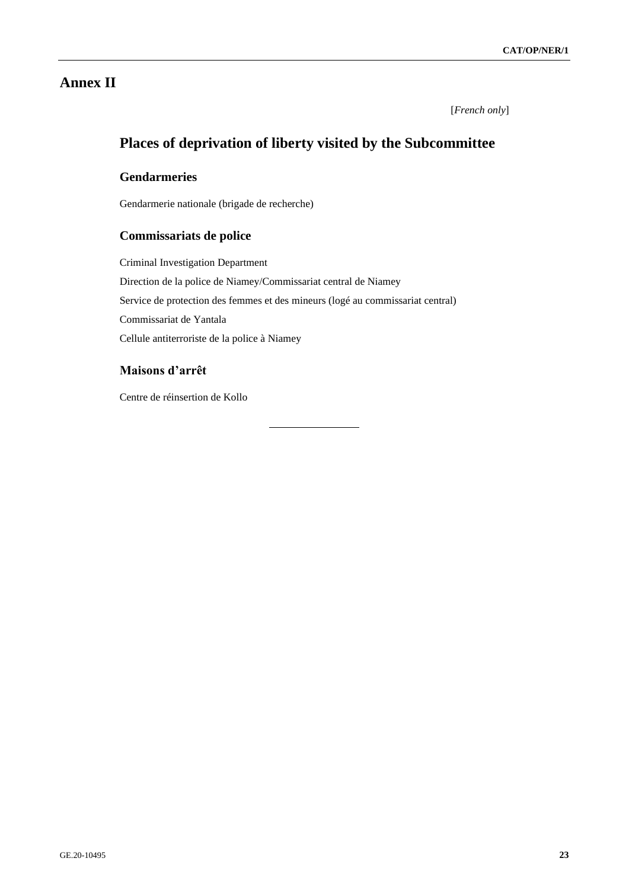# Annex II

[*French only*]

## Places of deprivation of liberty visited by the Subcommittee

### Gendarmeries

Gendarmerie nationale (brigade de recherche)

### Commissariats de police

Criminal Investigation Department

Direction de la police de Niamey/Commissariat central de Niamey

Service de protection des femmes et des mineurs (logé au commissariat central)

Commissariat de Yantala

Cellule antiterroriste de la police à Niamey

### Maisons d'arrêt

Centre de réinsertion de Kollo